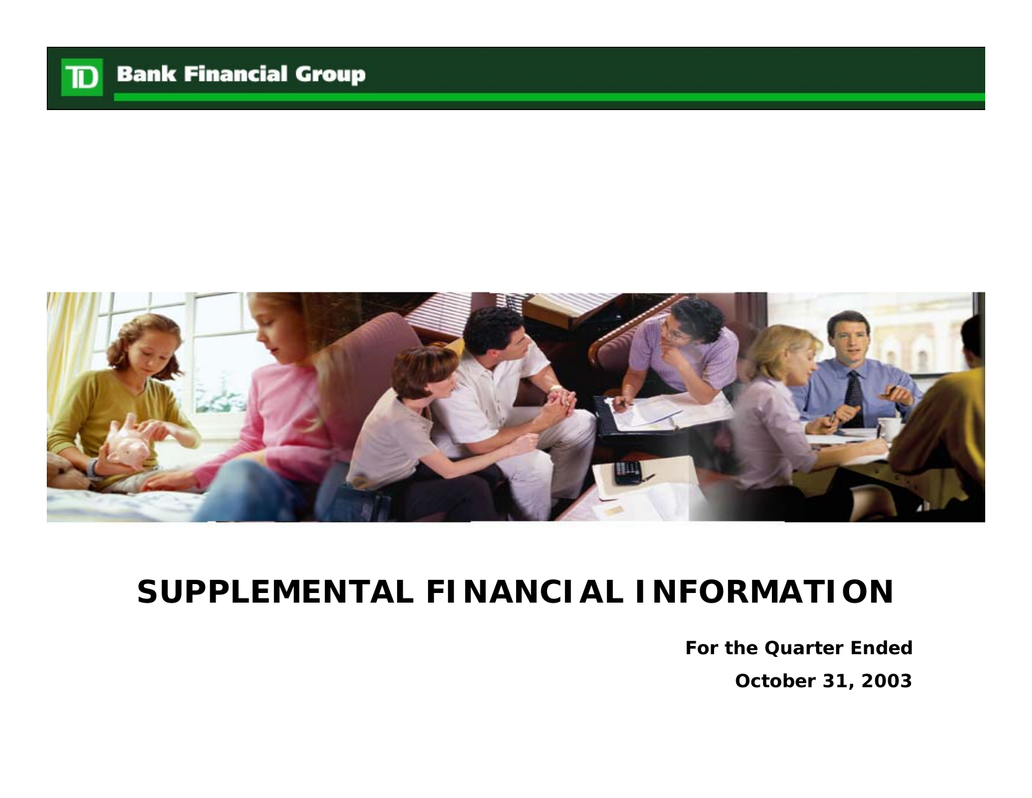TD Bank Financial Group

# SUPPLEMENTAL FINANCIAL INFORMATION

**For the Quarter Ended**

**October 31, 2003**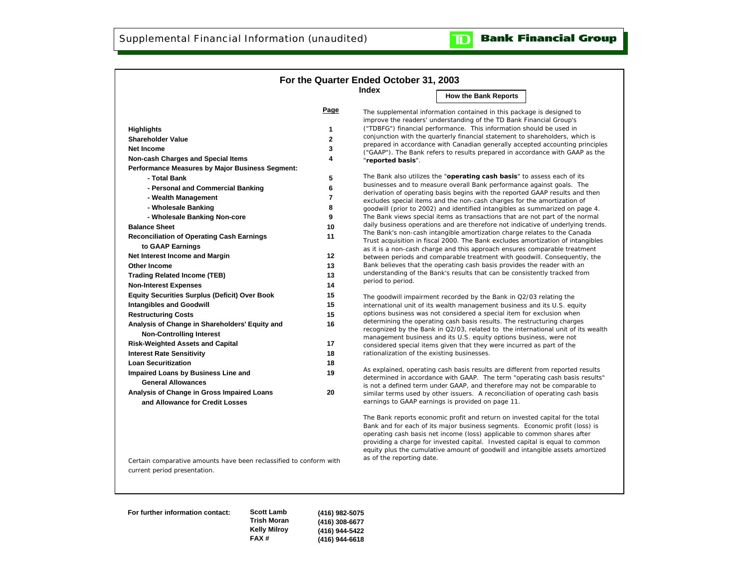# Supplemental Financial Information (unaudited)

**TD Bank Financial Group**

## For the Quarter Ended October 31, 2003

### Index

| | Page |
|---|---|
| **Highlights** | 1 |
| **Shareholder Value** | 2 |
| **Net Income** | 3 |
| **Non-cash Charges and Special Items** | 4 |
| **Performance Measures by Major Business Segment:** | |
| **- Total Bank** | 5 |
| **- Personal and Commercial Banking** | 6 |
| **- Wealth Management** | 7 |
| **- Wholesale Banking** | 8 |
| **- Wholesale Banking Non-core** | 9 |
| **Balance Sheet** | 10 |
| **Reconciliation of Operating Cash Earnings to GAAP Earnings** | 11 |
| **Net Interest Income and Margin** | 12 |
| **Other Income** | 13 |
| **Trading Related Income (TEB)** | 13 |
| **Non-Interest Expenses** | 14 |
| **Equity Securities Surplus (Deficit) Over Book** | 15 |
| **Intangibles and Goodwill** | 15 |
| **Restructuring Costs** | 15 |
| **Analysis of Change in Shareholders' Equity and Non-Controlling Interest** | 16 |
| **Risk-Weighted Assets and Capital** | 17 |
| **Interest Rate Sensitivity** | 18 |
| **Loan Securitization** | 18 |
| **Impaired Loans by Business Line and General Allowances** | 19 |
| **Analysis of Change in Gross Impaired Loans and Allowance for Credit Losses** | 20 |

Certain comparative amounts have been reclassified to conform with current period presentation.

### How the Bank Reports

The supplemental information contained in this package is designed to improve the readers' understanding of the TD Bank Financial Group's ("TDBFG") financial performance. This information should be used in conjunction with the quarterly financial statement to shareholders, which is prepared in accordance with Canadian generally accepted accounting principles ("GAAP"). The Bank refers to results prepared in accordance with GAAP as the "**reported basis**".

The Bank also utilizes the "**operating cash basis**" to assess each of its businesses and to measure overall Bank performance against goals. The derivation of operating basis begins with the reported GAAP results and then excludes special items and the non-cash charges for the amortization of goodwill (prior to 2002) and identified intangibles as summarized on page 4. The Bank views special items as transactions that are not part of the normal daily business operations and are therefore not indicative of underlying trends. The Bank's non-cash intangible amortization charge relates to the Canada Trust acquisition in fiscal 2000. The Bank excludes amortization of intangibles as it is a non-cash charge and this approach ensures comparable treatment between periods and comparable treatment with goodwill. Consequently, the Bank believes that the operating cash basis provides the reader with an understanding of the Bank's results that can be consistently tracked from period to period.

The goodwill impairment recorded by the Bank in Q2/03 relating the international unit of its wealth management business and its U.S. equity options business was not considered a special item for exclusion when determining the operating cash basis results. The restructuring charges recognized by the Bank in Q2/03, related to the international unit of its wealth management business and its U.S. equity options business, were not considered special items given that they were incurred as part of the rationalization of the existing businesses.

As explained, operating cash basis results are different from reported results determined in accordance with GAAP. The term "operating cash basis results" is not a defined term under GAAP, and therefore may not be comparable to similar terms used by other issuers. A reconciliation of operating cash basis earnings to GAAP earnings is provided on page 11.

The Bank reports economic profit and return on invested capital for the total Bank and for each of its major business segments. Economic profit (loss) is operating cash basis net income (loss) applicable to common shares after providing a charge for invested capital. Invested capital is equal to common equity plus the cumulative amount of goodwill and intangible assets amortized as of the reporting date.

**For further information contact:**

| | |
|---|---|
| **Scott Lamb** | **(416) 982-5075** |
| **Trish Moran** | **(416) 308-6677** |
| **Kelly Milroy** | **(416) 944-5422** |
| **FAX #** | **(416) 944-6618** |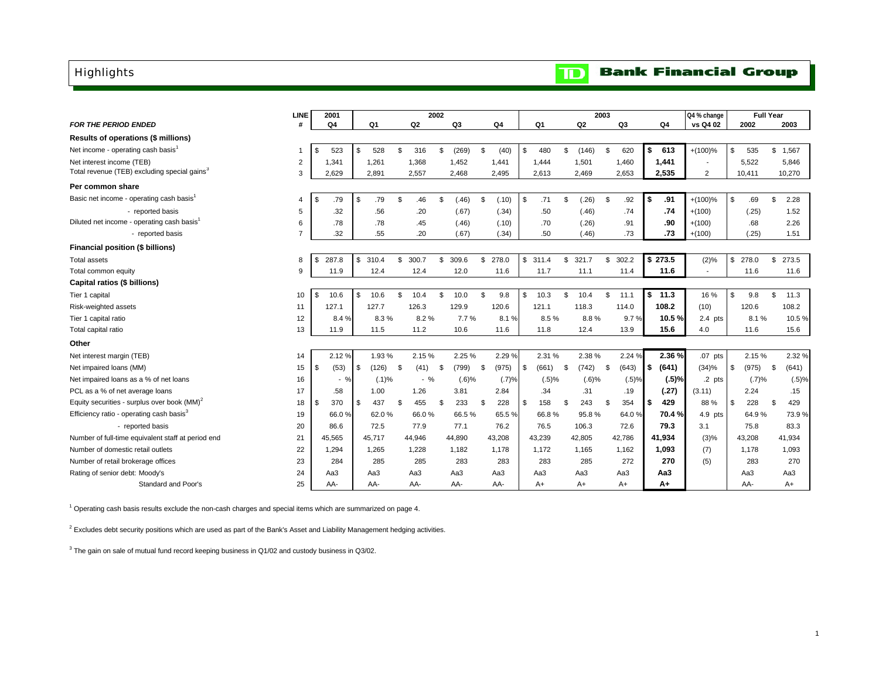# Highlights

**TD Bank Financial Group**

| *FOR THE PERIOD ENDED* | LINE # | 2001 Q4 | 2002 Q1 | 2002 Q2 | 2002 Q3 | 2002 Q4 | 2003 Q1 | 2003 Q2 | 2003 Q3 | 2003 Q4 | Q4 % change vs Q4 02 | Full Year 2002 | Full Year 2003 |
|---|---|---|---|---|---|---|---|---|---|---|---|---|---|
| **Results of operations ($ millions)** | | | | | | | | | | | | | |
| Net income - operating cash basis[1] | 1 | $ 523 | $ 528 | $ 316 | $ (269) | $ (40) | $ 480 | $ (146) | $ 620 | **$ 613** | +(100)% | $ 535 | $ 1,567 |
| Net interest income (TEB) | 2 | 1,341 | 1,261 | 1,368 | 1,452 | 1,441 | 1,444 | 1,501 | 1,460 | **1,441** | - | 5,522 | 5,846 |
| Total revenue (TEB) excluding special gains[3] | 3 | 2,629 | 2,891 | 2,557 | 2,468 | 2,495 | 2,613 | 2,469 | 2,653 | **2,535** | 2 | 10,411 | 10,270 |
| **Per common share** | | | | | | | | | | | | | |
| Basic net income - operating cash basis[1] | 4 | $ .79 | $ .79 | $ .46 | $ (.46) | $ (.10) | $ .71 | $ (.26) | $ .92 | **$ .91** | +(100)% | $ .69 | $ 2.28 |
| - reported basis | 5 | .32 | .56 | .20 | (.67) | (.34) | .50 | (.46) | .74 | **.74** | +(100) | (.25) | 1.52 |
| Diluted net income - operating cash basis[1] | 6 | .78 | .78 | .45 | (.46) | (.10) | .70 | (.26) | .91 | **.90** | +(100) | .68 | 2.26 |
| - reported basis | 7 | .32 | .55 | .20 | (.67) | (.34) | .50 | (.46) | .73 | **.73** | +(100) | (.25) | 1.51 |
| **Financial position ($ billions)** | | | | | | | | | | | | | |
| Total assets | 8 | $ 287.8 | $ 310.4 | $ 300.7 | $ 309.6 | $ 278.0 | $ 311.4 | $ 321.7 | $ 302.2 | **$ 273.5** | (2)% | $ 278.0 | $ 273.5 |
| Total common equity | 9 | 11.9 | 12.4 | 12.4 | 12.0 | 11.6 | 11.7 | 11.1 | 11.4 | **11.6** | - | 11.6 | 11.6 |
| **Capital ratios ($ billions)** | | | | | | | | | | | | | |
| Tier 1 capital | 10 | $ 10.6 | $ 10.6 | $ 10.4 | $ 10.0 | $ 9.8 | $ 10.3 | $ 10.4 | $ 11.1 | **$ 11.3** | 16 % | $ 9.8 | $ 11.3 |
| Risk-weighted assets | 11 | 127.1 | 127.7 | 126.3 | 129.9 | 120.6 | 121.1 | 118.3 | 114.0 | **108.2** | (10) | 120.6 | 108.2 |
| Tier 1 capital ratio | 12 | 8.4 % | 8.3 % | 8.2 % | 7.7 % | 8.1 % | 8.5 % | 8.8 % | 9.7 % | **10.5 %** | 2.4 pts | 8.1 % | 10.5 % |
| Total capital ratio | 13 | 11.9 | 11.5 | 11.2 | 10.6 | 11.6 | 11.8 | 12.4 | 13.9 | **15.6** | 4.0 | 11.6 | 15.6 |
| **Other** | | | | | | | | | | | | | |
| Net interest margin (TEB) | 14 | 2.12 % | 1.93 % | 2.15 % | 2.25 % | 2.29 % | 2.31 % | 2.38 % | 2.24 % | **2.36 %** | .07 pts | 2.15 % | 2.32 % |
| Net impaired loans (MM) | 15 | $ (53) | $ (126) | $ (41) | $ (799) | $ (975) | $ (661) | $ (742) | $ (643) | **$ (641)** | (34)% | $ (975) | $ (641) |
| Net impaired loans as a % of net loans | 16 | - % | (.1)% | - % | (.6)% | (.7)% | (.5)% | (.6)% | (.5)% | **(.5)%** | .2 pts | (.7)% | (.5)% |
| PCL as a % of net average loans | 17 | .58 | 1.00 | 1.26 | 3.81 | 2.84 | .34 | .31 | .19 | **(.27)** | (3.11) | 2.24 | .15 |
| Equity securities - surplus over book (MM)[2] | 18 | $ 370 | $ 437 | $ 455 | $ 233 | $ 228 | $ 158 | $ 243 | $ 354 | **$ 429** | 88 % | $ 228 | $ 429 |
| Efficiency ratio - operating cash basis[3] | 19 | 66.0 % | 62.0 % | 66.0 % | 66.5 % | 65.5 % | 66.8 % | 95.8 % | 64.0 % | **70.4 %** | 4.9 pts | 64.9 % | 73.9 % |
| - reported basis | 20 | 86.6 | 72.5 | 77.9 | 77.1 | 76.2 | 76.5 | 106.3 | 72.6 | **79.3** | 3.1 | 75.8 | 83.3 |
| Number of full-time equivalent staff at period end | 21 | 45,565 | 45,717 | 44,946 | 44,890 | 43,208 | 43,239 | 42,805 | 42,786 | **41,934** | (3)% | 43,208 | 41,934 |
| Number of domestic retail outlets | 22 | 1,294 | 1,265 | 1,228 | 1,182 | 1,178 | 1,172 | 1,165 | 1,162 | **1,093** | (7) | 1,178 | 1,093 |
| Number of retail brokerage offices | 23 | 284 | 285 | 285 | 283 | 283 | 283 | 285 | 272 | **270** | (5) | 283 | 270 |
| Rating of senior debt: Moody's | 24 | Aa3 | Aa3 | Aa3 | Aa3 | Aa3 | Aa3 | Aa3 | Aa3 | **Aa3** | | Aa3 | Aa3 |
| Standard and Poor's | 25 | AA- | AA- | AA- | AA- | AA- | A+ | A+ | A+ | **A+** | | AA- | A+ |

[1] Operating cash basis results exclude the non-cash charges and special items which are summarized on page 4.

[2] Excludes debt security positions which are used as part of the Bank's Asset and Liability Management hedging activities.

[3] The gain on sale of mutual fund record keeping business in Q1/02 and custody business in Q3/02.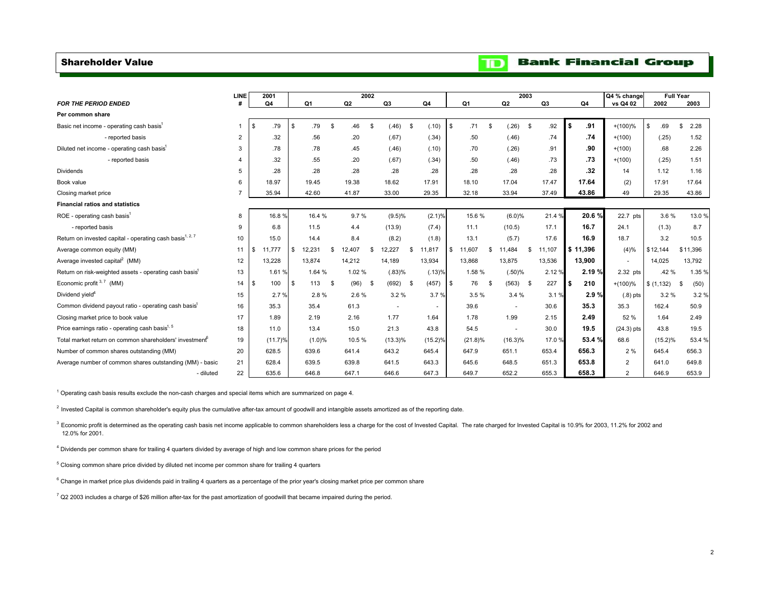# Shareholder Value

**TD Bank Financial Group**

| *FOR THE PERIOD ENDED* | LINE # | 2001 Q4 | 2002 Q1 | 2002 Q2 | 2002 Q3 | 2002 Q4 | 2003 Q1 | 2003 Q2 | 2003 Q3 | 2003 Q4 | Q4 % change vs Q4 02 | Full Year 2002 | Full Year 2003 |
|---|---|---|---|---|---|---|---|---|---|---|---|---|---|
| **Per common share** | | | | | | | | | | | | | |
| Basic net income - operating cash basis[1] | 1 | $ .79 | $ .79 | $ .46 | $ (.46) | $ (.10) | $ .71 | $ (.26) | $ .92 | **$ .91** | +(100)% | $ .69 | $ 2.28 |
| - reported basis | 2 | .32 | .56 | .20 | (.67) | (.34) | .50 | (.46) | .74 | **.74** | +(100) | (.25) | 1.52 |
| Diluted net income - operating cash basis[1] | 3 | .78 | .78 | .45 | (.46) | (.10) | .70 | (.26) | .91 | **.90** | +(100) | .68 | 2.26 |
| - reported basis | 4 | .32 | .55 | .20 | (.67) | (.34) | .50 | (.46) | .73 | **.73** | +(100) | (.25) | 1.51 |
| Dividends | 5 | .28 | .28 | .28 | .28 | .28 | .28 | .28 | .28 | **.32** | 14 | 1.12 | 1.16 |
| Book value | 6 | 18.97 | 19.45 | 19.38 | 18.62 | 17.91 | 18.10 | 17.04 | 17.47 | **17.64** | (2) | 17.91 | 17.64 |
| Closing market price | 7 | 35.94 | 42.60 | 41.87 | 33.00 | 29.35 | 32.18 | 33.94 | 37.49 | **43.86** | 49 | 29.35 | 43.86 |
| **Financial ratios and statistics** | | | | | | | | | | | | | |
| ROE - operating cash basis[1] | 8 | 16.8 % | 16.4 % | 9.7 % | (9.5)% | (2.1)% | 15.6 % | (6.0)% | 21.4 % | **20.6 %** | 22.7 pts | 3.6 % | 13.0 % |
| - reported basis | 9 | 6.8 | 11.5 | 4.4 | (13.9) | (7.4) | 11.1 | (10.5) | 17.1 | **16.7** | 24.1 | (1.3) | 8.7 |
| Return on invested capital - operating cash basis[1, 2, 7] | 10 | 15.0 | 14.4 | 8.4 | (8.2) | (1.8) | 13.1 | (5.7) | 17.6 | **16.9** | 18.7 | 3.2 | 10.5 |
| Average common equity (MM) | 11 | $ 11,777 | $ 12,231 | $ 12,407 | $ 12,227 | $ 11,817 | $ 11,607 | $ 11,484 | $ 11,107 | **$ 11,396** | (4)% | $ 12,144 | $ 11,396 |
| Average invested capital[2] (MM) | 12 | 13,228 | 13,874 | 14,212 | 14,189 | 13,934 | 13,868 | 13,875 | 13,536 | **13,900** | - | 14,025 | 13,792 |
| Return on risk-weighted assets - operating cash basis[1] | 13 | 1.61 % | 1.64 % | 1.02 % | (.83)% | (.13)% | 1.58 % | (.50)% | 2.12 % | **2.19 %** | 2.32 pts | .42 % | 1.35 % |
| Economic profit[3, 7] (MM) | 14 | $ 100 | $ 113 | $ (96) | $ (692) | $ (457) | $ 76 | $ (563) | $ 227 | **$ 210** | +(100)% | $ (1,132) | $ (50) |
| Dividend yield[4] | 15 | 2.7 % | 2.8 % | 2.6 % | 3.2 % | 3.7 % | 3.5 % | 3.4 % | 3.1 % | **2.9 %** | (.8) pts | 3.2 % | 3.2 % |
| Common dividend payout ratio - operating cash basis[1] | 16 | 35.3 | 35.4 | 61.3 | - | - | 39.6 | - | 30.6 | **35.3** | 35.3 | 162.4 | 50.9 |
| Closing market price to book value | 17 | 1.89 | 2.19 | 2.16 | 1.77 | 1.64 | 1.78 | 1.99 | 2.15 | **2.49** | 52 % | 1.64 | 2.49 |
| Price earnings ratio - operating cash basis[1, 5] | 18 | 11.0 | 13.4 | 15.0 | 21.3 | 43.8 | 54.5 | - | 30.0 | **19.5** | (24.3) pts | 43.8 | 19.5 |
| Total market return on common shareholders' investment[6] | 19 | (11.7)% | (1.0)% | 10.5 % | (13.3)% | (15.2)% | (21.8)% | (16.3)% | 17.0 % | **53.4 %** | 68.6 | (15.2)% | 53.4 % |
| Number of common shares outstanding (MM) | 20 | 628.5 | 639.6 | 641.4 | 643.2 | 645.4 | 647.9 | 651.1 | 653.4 | **656.3** | 2 % | 645.4 | 656.3 |
| Average number of common shares outstanding (MM) - basic | 21 | 628.4 | 639.5 | 639.8 | 641.5 | 643.3 | 645.6 | 648.5 | 651.3 | **653.8** | 2 | 641.0 | 649.8 |
| - diluted | 22 | 635.6 | 646.8 | 647.1 | 646.6 | 647.3 | 649.7 | 652.2 | 655.3 | **658.3** | 2 | 646.9 | 653.9 |

[1] Operating cash basis results exclude the non-cash charges and special items which are summarized on page 4.

[2] Invested Capital is common shareholder's equity plus the cumulative after-tax amount of goodwill and intangible assets amortized as of the reporting date.

[3] Economic profit is determined as the operating cash basis net income applicable to common shareholders less a charge for the cost of Invested Capital. The rate charged for Invested Capital is 10.9% for 2003, 11.2% for 2002 and 12.0% for 2001.

[4] Dividends per common share for trailing 4 quarters divided by average of high and low common share prices for the period

[5] Closing common share price divided by diluted net income per common share for trailing 4 quarters

[6] Change in market price plus dividends paid in trailing 4 quarters as a percentage of the prior year's closing market price per common share

[7] Q2 2003 includes a charge of $26 million after-tax for the past amortization of goodwill that became impaired during the period.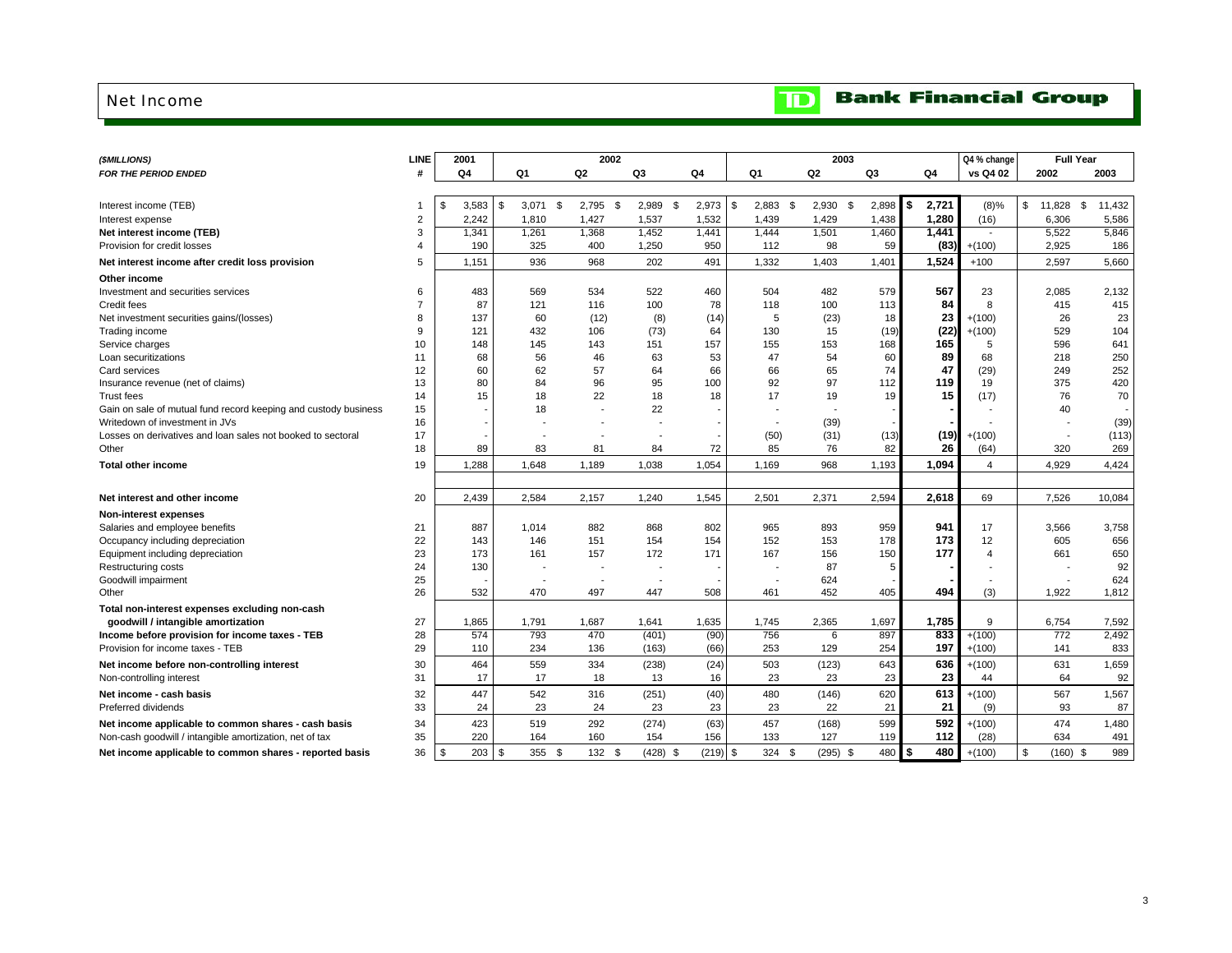# Net Income

**TD Bank Financial Group**

| *($MILLIONS)* | LINE | 2001 | 2002 | | | | 2003 | | | | Q4 % change | Full Year | |
|---|---|---|---|---|---|---|---|---|---|---|---|---|---|
| *FOR THE PERIOD ENDED* | # | Q4 | Q1 | Q2 | Q3 | Q4 | Q1 | Q2 | Q3 | Q4 | vs Q4 02 | 2002 | 2003 |
| Interest income (TEB) | 1 | $ 3,583 | $ 3,071 | $ 2,795 | $ 2,989 | $ 2,973 | $ 2,883 | $ 2,930 | $ 2,898 | **$ 2,721** | (8)% | $ 11,828 | $ 11,432 |
| Interest expense | 2 | 2,242 | 1,810 | 1,427 | 1,537 | 1,532 | 1,439 | 1,429 | 1,438 | **1,280** | (16) | 6,306 | 5,586 |
| **Net interest income (TEB)** | 3 | 1,341 | 1,261 | 1,368 | 1,452 | 1,441 | 1,444 | 1,501 | 1,460 | **1,441** | - | 5,522 | 5,846 |
| Provision for credit losses | 4 | 190 | 325 | 400 | 1,250 | 950 | 112 | 98 | 59 | **(83)** | +(100) | 2,925 | 186 |
| **Net interest income after credit loss provision** | 5 | 1,151 | 936 | 968 | 202 | 491 | 1,332 | 1,403 | 1,401 | **1,524** | +100 | 2,597 | 5,660 |
| **Other income** | | | | | | | | | | | | | |
| Investment and securities services | 6 | 483 | 569 | 534 | 522 | 460 | 504 | 482 | 579 | **567** | 23 | 2,085 | 2,132 |
| Credit fees | 7 | 87 | 121 | 116 | 100 | 78 | 118 | 100 | 113 | **84** | 8 | 415 | 415 |
| Net investment securities gains/(losses) | 8 | 137 | 60 | (12) | (8) | (14) | 5 | (23) | 18 | **23** | +(100) | 26 | 23 |
| Trading income | 9 | 121 | 432 | 106 | (73) | 64 | 130 | 15 | (19) | **(22)** | +(100) | 529 | 104 |
| Service charges | 10 | 148 | 145 | 143 | 151 | 157 | 155 | 153 | 168 | **165** | 5 | 596 | 641 |
| Loan securitizations | 11 | 68 | 56 | 46 | 63 | 53 | 47 | 54 | 60 | **89** | 68 | 218 | 250 |
| Card services | 12 | 60 | 62 | 57 | 64 | 66 | 66 | 65 | 74 | **47** | (29) | 249 | 252 |
| Insurance revenue (net of claims) | 13 | 80 | 84 | 96 | 95 | 100 | 92 | 97 | 112 | **119** | 19 | 375 | 420 |
| Trust fees | 14 | 15 | 18 | 22 | 18 | 18 | 17 | 19 | 19 | **15** | (17) | 76 | 70 |
| Gain on sale of mutual fund record keeping and custody business | 15 | - | 18 | - | 22 | - | - | - | - | **-** | - | 40 | - |
| Writedown of investment in JVs | 16 | - | - | - | - | - | - | (39) | - | **-** | - | - | (39) |
| Losses on derivatives and loan sales not booked to sectoral | 17 | - | - | - | - | - | (50) | (31) | (13) | **(19)** | +(100) | - | (113) |
| Other | 18 | 89 | 83 | 81 | 84 | 72 | 85 | 76 | 82 | **26** | (64) | 320 | 269 |
| **Total other income** | 19 | 1,288 | 1,648 | 1,189 | 1,038 | 1,054 | 1,169 | 968 | 1,193 | **1,094** | 4 | 4,929 | 4,424 |
| **Net interest and other income** | 20 | 2,439 | 2,584 | 2,157 | 1,240 | 1,545 | 2,501 | 2,371 | 2,594 | **2,618** | 69 | 7,526 | 10,084 |
| **Non-interest expenses** | | | | | | | | | | | | | |
| Salaries and employee benefits | 21 | 887 | 1,014 | 882 | 868 | 802 | 965 | 893 | 959 | **941** | 17 | 3,566 | 3,758 |
| Occupancy including depreciation | 22 | 143 | 146 | 151 | 154 | 154 | 152 | 153 | 178 | **173** | 12 | 605 | 656 |
| Equipment including depreciation | 23 | 173 | 161 | 157 | 172 | 171 | 167 | 156 | 150 | **177** | 4 | 661 | 650 |
| Restructuring costs | 24 | 130 | - | - | - | - | - | 87 | 5 | **-** | - | - | 92 |
| Goodwill impairment | 25 | - | - | - | - | - | - | 624 | - | **-** | - | - | 624 |
| Other | 26 | 532 | 470 | 497 | 447 | 508 | 461 | 452 | 405 | **494** | (3) | 1,922 | 1,812 |
| **Total non-interest expenses excluding non-cash goodwill / intangible amortization** | 27 | 1,865 | 1,791 | 1,687 | 1,641 | 1,635 | 1,745 | 2,365 | 1,697 | **1,785** | 9 | 6,754 | 7,592 |
| **Income before provision for income taxes - TEB** | 28 | 574 | 793 | 470 | (401) | (90) | 756 | 6 | 897 | **833** | +(100) | 772 | 2,492 |
| Provision for income taxes - TEB | 29 | 110 | 234 | 136 | (163) | (66) | 253 | 129 | 254 | **197** | +(100) | 141 | 833 |
| **Net income before non-controlling interest** | 30 | 464 | 559 | 334 | (238) | (24) | 503 | (123) | 643 | **636** | +(100) | 631 | 1,659 |
| Non-controlling interest | 31 | 17 | 17 | 18 | 13 | 16 | 23 | 23 | 23 | **23** | 44 | 64 | 92 |
| **Net income - cash basis** | 32 | 447 | 542 | 316 | (251) | (40) | 480 | (146) | 620 | **613** | +(100) | 567 | 1,567 |
| Preferred dividends | 33 | 24 | 23 | 24 | 23 | 23 | 23 | 22 | 21 | **21** | (9) | 93 | 87 |
| **Net income applicable to common shares - cash basis** | 34 | 423 | 519 | 292 | (274) | (63) | 457 | (168) | 599 | **592** | +(100) | 474 | 1,480 |
| Non-cash goodwill / intangible amortization, net of tax | 35 | 220 | 164 | 160 | 154 | 156 | 133 | 127 | 119 | **112** | (28) | 634 | 491 |
| **Net income applicable to common shares - reported basis** | 36 | $ 203 | $ 355 | $ 132 | $ (428) | $ (219) | $ 324 | $ (295) | $ 480 | **$ 480** | +(100) | $ (160) | $ 989 |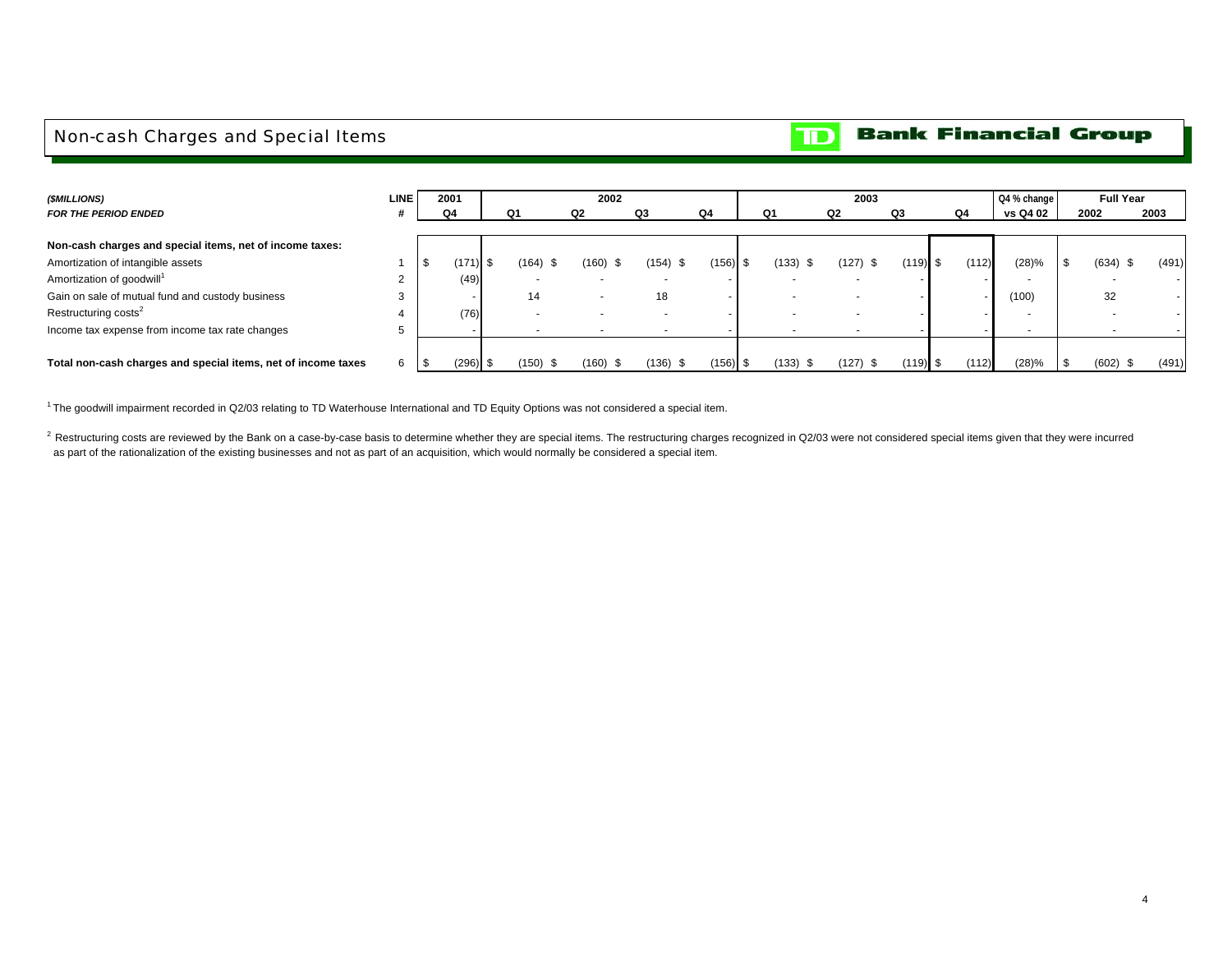# Non-cash Charges and Special Items

TD Bank Financial Group

| ($MILLIONS) | LINE | 2001 | 2002 | | | | 2003 | | | | Q4 % change | Full Year | |
|---|---|---|---|---|---|---|---|---|---|---|---|---|---|
| FOR THE PERIOD ENDED | # | Q4 | Q1 | Q2 | Q3 | Q4 | Q1 | Q2 | Q3 | Q4 | vs Q4 02 | 2002 | 2003 |
| **Non-cash charges and special items, net of income taxes:** | | | | | | | | | | | | | |
| Amortization of intangible assets | 1 | $ (171) | $ (164) | $ (160) | $ (154) | $ (156) | $ (133) | $ (127) | $ (119) | $ (112) | (28)% | $ (634) | $ (491) |
| Amortization of goodwill[1] | 2 | (49) | - | - | - | - | - | - | - | - | - | - | - |
| Gain on sale of mutual fund and custody business | 3 | - | 14 | - | 18 | - | - | - | - | - | (100) | 32 | - |
| Restructuring costs[2] | 4 | (76) | - | - | - | - | - | - | - | - | - | - | - |
| Income tax expense from income tax rate changes | 5 | - | - | - | - | - | - | - | - | - | - | - | - |
| **Total non-cash charges and special items, net of income taxes** | 6 | $ (296) | $ (150) | $ (160) | $ (136) | $ (156) | $ (133) | $ (127) | $ (119) | $ (112) | (28)% | $ (602) | $ (491) |

[1] The goodwill impairment recorded in Q2/03 relating to TD Waterhouse International and TD Equity Options was not considered a special item.

[2] Restructuring costs are reviewed by the Bank on a case-by-case basis to determine whether they are special items. The restructuring charges recognized in Q2/03 were not considered special items given that they were incurred as part of the rationalization of the existing businesses and not as part of an acquisition, which would normally be considered a special item.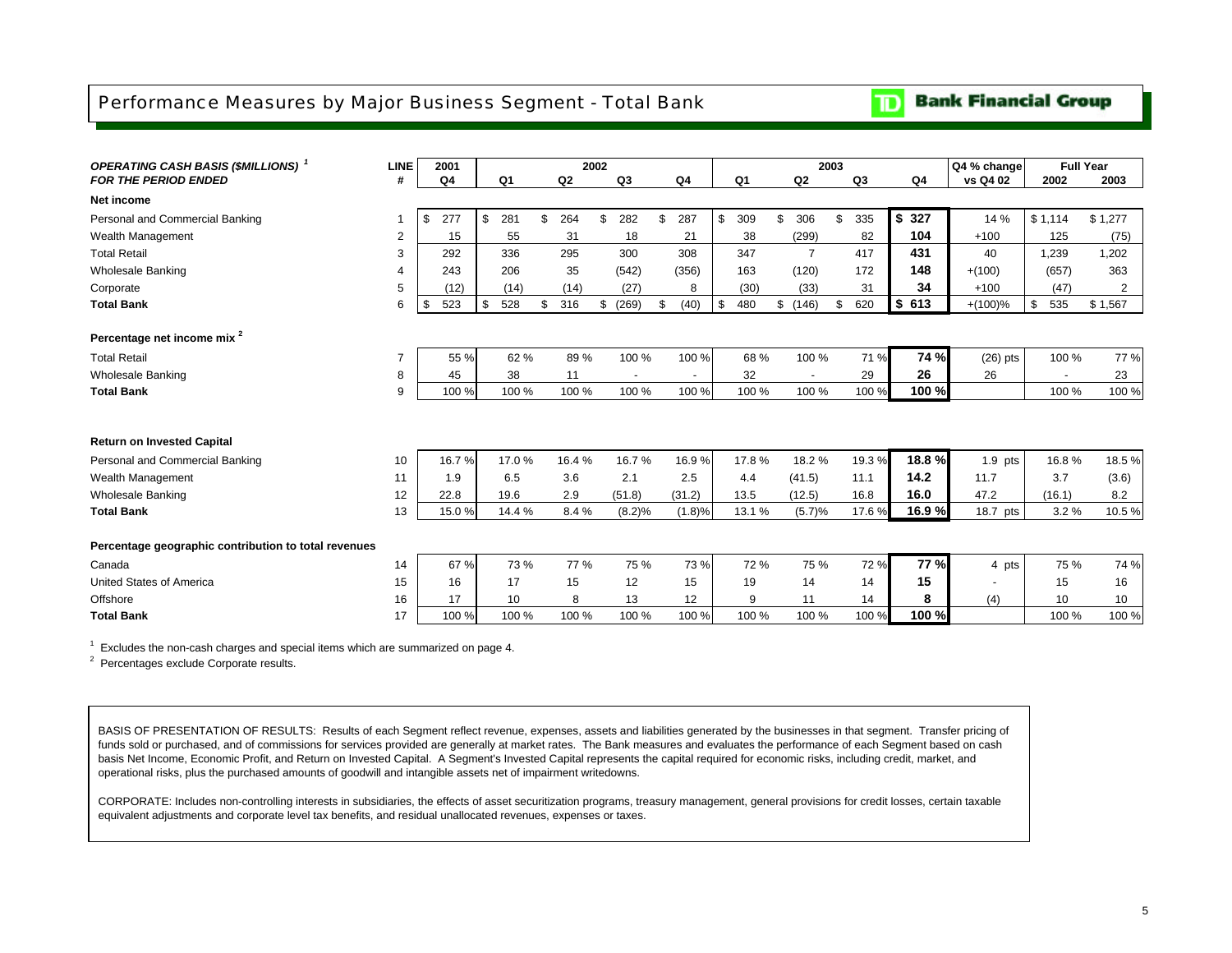# Performance Measures by Major Business Segment - Total Bank

**TD Bank Financial Group**

| *OPERATING CASH BASIS ($MILLIONS)* [1] *FOR THE PERIOD ENDED* | LINE # | 2001 Q4 | 2002 Q1 | 2002 Q2 | 2002 Q3 | 2002 Q4 | 2003 Q1 | 2003 Q2 | 2003 Q3 | 2003 Q4 | Q4 % change vs Q4 02 | Full Year 2002 | Full Year 2003 |
|---|---|---|---|---|---|---|---|---|---|---|---|---|---|
| **Net income** | | | | | | | | | | | | | |
| Personal and Commercial Banking | 1 | $ 277 | $ 281 | $ 264 | $ 282 | $ 287 | $ 309 | $ 306 | $ 335 | **$ 327** | 14 % | $ 1,114 | $ 1,277 |
| Wealth Management | 2 | 15 | 55 | 31 | 18 | 21 | 38 | (299) | 82 | **104** | +100 | 125 | (75) |
| Total Retail | 3 | 292 | 336 | 295 | 300 | 308 | 347 | 7 | 417 | **431** | 40 | 1,239 | 1,202 |
| Wholesale Banking | 4 | 243 | 206 | 35 | (542) | (356) | 163 | (120) | 172 | **148** | +(100) | (657) | 363 |
| Corporate | 5 | (12) | (14) | (14) | (27) | 8 | (30) | (33) | 31 | **34** | +100 | (47) | 2 |
| **Total Bank** | 6 | $ 523 | $ 528 | $ 316 | $ (269) | $ (40) | $ 480 | $ (146) | $ 620 | **$ 613** | +(100)% | $ 535 | $ 1,567 |
| **Percentage net income mix** [2] | | | | | | | | | | | | | |
| Total Retail | 7 | 55 % | 62 % | 89 % | 100 % | 100 % | 68 % | 100 % | 71 % | **74 %** | (26) pts | 100 % | 77 % |
| Wholesale Banking | 8 | 45 | 38 | 11 | - | - | 32 | - | 29 | **26** | 26 | - | 23 |
| **Total Bank** | 9 | 100 % | 100 % | 100 % | 100 % | 100 % | 100 % | 100 % | 100 % | **100 %** | | 100 % | 100 % |
| **Return on Invested Capital** | | | | | | | | | | | | | |
| Personal and Commercial Banking | 10 | 16.7 % | 17.0 % | 16.4 % | 16.7 % | 16.9 % | 17.8 % | 18.2 % | 19.3 % | **18.8 %** | 1.9 pts | 16.8 % | 18.5 % |
| Wealth Management | 11 | 1.9 | 6.5 | 3.6 | 2.1 | 2.5 | 4.4 | (41.5) | 11.1 | **14.2** | 11.7 | 3.7 | (3.6) |
| Wholesale Banking | 12 | 22.8 | 19.6 | 2.9 | (51.8) | (31.2) | 13.5 | (12.5) | 16.8 | **16.0** | 47.2 | (16.1) | 8.2 |
| **Total Bank** | 13 | 15.0 % | 14.4 % | 8.4 % | (8.2)% | (1.8)% | 13.1 % | (5.7)% | 17.6 % | **16.9 %** | 18.7 pts | 3.2 % | 10.5 % |
| **Percentage geographic contribution to total revenues** | | | | | | | | | | | | | |
| Canada | 14 | 67 % | 73 % | 77 % | 75 % | 73 % | 72 % | 75 % | 72 % | **77 %** | 4 pts | 75 % | 74 % |
| United States of America | 15 | 16 | 17 | 15 | 12 | 15 | 19 | 14 | 14 | **15** | - | 15 | 16 |
| Offshore | 16 | 17 | 10 | 8 | 13 | 12 | 9 | 11 | 14 | **8** | (4) | 10 | 10 |
| **Total Bank** | 17 | 100 % | 100 % | 100 % | 100 % | 100 % | 100 % | 100 % | 100 % | **100 %** | | 100 % | 100 % |

[1] Excludes the non-cash charges and special items which are summarized on page 4.

[2] Percentages exclude Corporate results.

BASIS OF PRESENTATION OF RESULTS: Results of each Segment reflect revenue, expenses, assets and liabilities generated by the businesses in that segment. Transfer pricing of funds sold or purchased, and of commissions for services provided are generally at market rates. The Bank measures and evaluates the performance of each Segment based on cash basis Net Income, Economic Profit, and Return on Invested Capital. A Segment's Invested Capital represents the capital required for economic risks, including credit, market, and operational risks, plus the purchased amounts of goodwill and intangible assets net of impairment writedowns.

CORPORATE: Includes non-controlling interests in subsidiaries, the effects of asset securitization programs, treasury management, general provisions for credit losses, certain taxable equivalent adjustments and corporate level tax benefits, and residual unallocated revenues, expenses or taxes.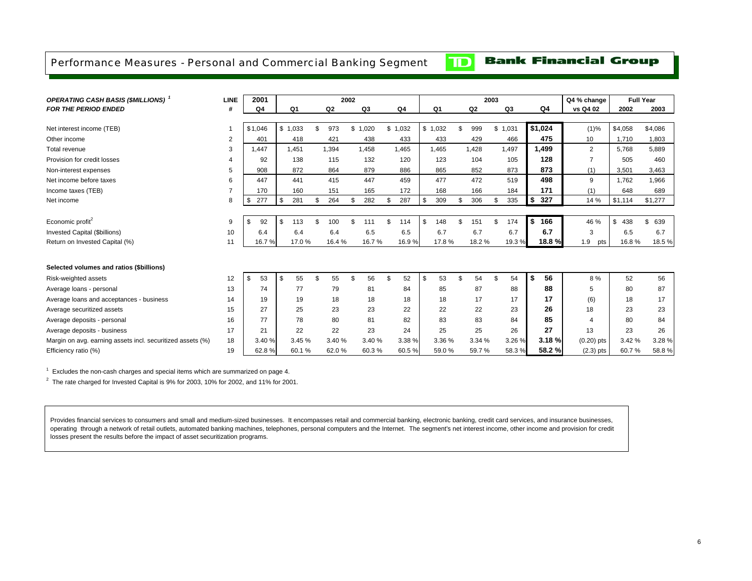# Performance Measures - Personal and Commercial Banking Segment

**TD Bank Financial Group**

| *OPERATING CASH BASIS ($MILLIONS)* [1] *FOR THE PERIOD ENDED* | LINE # | 2001 Q4 | 2002 Q1 | 2002 Q2 | 2002 Q3 | 2002 Q4 | 2003 Q1 | 2003 Q2 | 2003 Q3 | 2003 Q4 | Q4 % change vs Q4 02 | Full Year 2002 | Full Year 2003 |
|---|---|---|---|---|---|---|---|---|---|---|---|---|---|
| Net interest income (TEB) | 1 | $1,046 | $ 1,033 | $ 973 | $ 1,020 | $ 1,032 | $ 1,032 | $ 999 | $ 1,031 | **$1,024** | (1)% | $4,058 | $4,086 |
| Other income | 2 | 401 | 418 | 421 | 438 | 433 | 433 | 429 | 466 | **475** | 10 | 1,710 | 1,803 |
| Total revenue | 3 | 1,447 | 1,451 | 1,394 | 1,458 | 1,465 | 1,465 | 1,428 | 1,497 | **1,499** | 2 | 5,768 | 5,889 |
| Provision for credit losses | 4 | 92 | 138 | 115 | 132 | 120 | 123 | 104 | 105 | **128** | 7 | 505 | 460 |
| Non-interest expenses | 5 | 908 | 872 | 864 | 879 | 886 | 865 | 852 | 873 | **873** | (1) | 3,501 | 3,463 |
| Net income before taxes | 6 | 447 | 441 | 415 | 447 | 459 | 477 | 472 | 519 | **498** | 9 | 1,762 | 1,966 |
| Income taxes (TEB) | 7 | 170 | 160 | 151 | 165 | 172 | 168 | 166 | 184 | **171** | (1) | 648 | 689 |
| Net income | 8 | $ 277 | $ 281 | $ 264 | $ 282 | $ 287 | $ 309 | $ 306 | $ 335 | **$ 327** | 14 % | $1,114 | $1,277 |
| Economic profit [2] | 9 | $ 92 | $ 113 | $ 100 | $ 111 | $ 114 | $ 148 | $ 151 | $ 174 | **$ 166** | 46 % | $ 438 | $ 639 |
| Invested Capital ($billions) | 10 | 6.4 | 6.4 | 6.4 | 6.5 | 6.5 | 6.7 | 6.7 | 6.7 | **6.7** | 3 | 6.5 | 6.7 |
| Return on Invested Capital (%) | 11 | 16.7 % | 17.0 % | 16.4 % | 16.7 % | 16.9 % | 17.8 % | 18.2 % | 19.3 % | **18.8 %** | 1.9 pts | 16.8 % | 18.5 % |
| **Selected volumes and ratios ($billions)** | | | | | | | | | | | | | |
| Risk-weighted assets | 12 | $ 53 | $ 55 | $ 55 | $ 56 | $ 52 | $ 53 | $ 54 | $ 54 | **$ 56** | 8 % | 52 | 56 |
| Average loans - personal | 13 | 74 | 77 | 79 | 81 | 84 | 85 | 87 | 88 | **88** | 5 | 80 | 87 |
| Average loans and acceptances - business | 14 | 19 | 19 | 18 | 18 | 18 | 18 | 17 | 17 | **17** | (6) | 18 | 17 |
| Average securitized assets | 15 | 27 | 25 | 23 | 23 | 22 | 22 | 22 | 23 | **26** | 18 | 23 | 23 |
| Average deposits - personal | 16 | 77 | 78 | 80 | 81 | 82 | 83 | 83 | 84 | **85** | 4 | 80 | 84 |
| Average deposits - business | 17 | 21 | 22 | 22 | 23 | 24 | 25 | 25 | 26 | **27** | 13 | 23 | 26 |
| Margin on avg. earning assets incl. securitized assets (%) | 18 | 3.40 % | 3.45 % | 3.40 % | 3.40 % | 3.38 % | 3.36 % | 3.34 % | 3.26 % | **3.18 %** | (0.20) pts | 3.42 % | 3.28 % |
| Efficiency ratio (%) | 19 | 62.8 % | 60.1 % | 62.0 % | 60.3 % | 60.5 % | 59.0 % | 59.7 % | 58.3 % | **58.2 %** | (2.3) pts | 60.7 % | 58.8 % |

[1] Excludes the non-cash charges and special items which are summarized on page 4.

[2] The rate charged for Invested Capital is 9% for 2003, 10% for 2002, and 11% for 2001.

Provides financial services to consumers and small and medium-sized businesses. It encompasses retail and commercial banking, electronic banking, credit card services, and insurance businesses, operating through a network of retail outlets, automated banking machines, telephones, personal computers and the Internet. The segment's net interest income, other income and provision for credit losses present the results before the impact of asset securitization programs.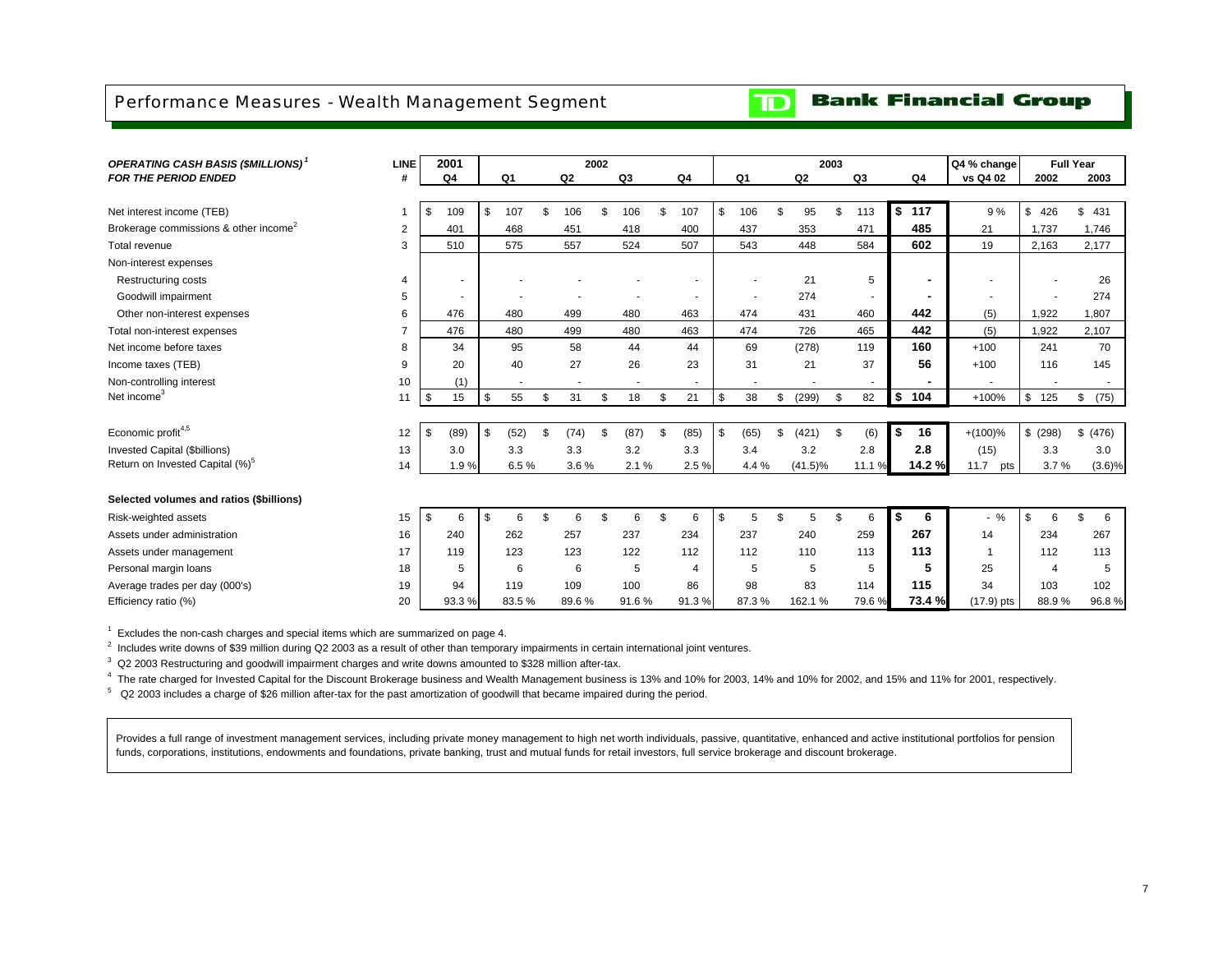# Performance Measures - Wealth Management Segment

**TD Bank Financial Group**

| *OPERATING CASH BASIS ($MILLIONS)*[1] *FOR THE PERIOD ENDED* | LINE # | 2001 Q4 | 2002 Q1 | 2002 Q2 | 2002 Q3 | 2002 Q4 | 2003 Q1 | 2003 Q2 | 2003 Q3 | 2003 Q4 | Q4 % change vs Q4 02 | Full Year 2002 | Full Year 2003 |
|---|---|---|---|---|---|---|---|---|---|---|---|---|---|
| Net interest income (TEB) | 1 | $ 109 | $ 107 | $ 106 | $ 106 | $ 107 | $ 106 | $ 95 | $ 113 | **$ 117** | 9 % | $ 426 | $ 431 |
| Brokerage commissions & other income[2] | 2 | 401 | 468 | 451 | 418 | 400 | 437 | 353 | 471 | **485** | 21 | 1,737 | 1,746 |
| Total revenue | 3 | 510 | 575 | 557 | 524 | 507 | 543 | 448 | 584 | **602** | 19 | 2,163 | 2,177 |
| Non-interest expenses | | | | | | | | | | | | | |
| Restructuring costs | 4 | - | - | - | - | - | - | 21 | 5 | **-** | - | - | 26 |
| Goodwill impairment | 5 | - | - | - | - | - | - | 274 | - | **-** | - | - | 274 |
| Other non-interest expenses | 6 | 476 | 480 | 499 | 480 | 463 | 474 | 431 | 460 | **442** | (5) | 1,922 | 1,807 |
| Total non-interest expenses | 7 | 476 | 480 | 499 | 480 | 463 | 474 | 726 | 465 | **442** | (5) | 1,922 | 2,107 |
| Net income before taxes | 8 | 34 | 95 | 58 | 44 | 44 | 69 | (278) | 119 | **160** | +100 | 241 | 70 |
| Income taxes (TEB) | 9 | 20 | 40 | 27 | 26 | 23 | 31 | 21 | 37 | **56** | +100 | 116 | 145 |
| Non-controlling interest | 10 | (1) | - | - | - | - | - | - | - | **-** | - | - | - |
| Net income[3] | 11 | $ 15 | $ 55 | $ 31 | $ 18 | $ 21 | $ 38 | $ (299) | $ 82 | **$ 104** | +100% | $ 125 | $ (75) |
| Economic profit[4,5] | 12 | $ (89) | $ (52) | $ (74) | $ (87) | $ (85) | $ (65) | $ (421) | $ (6) | **$ 16** | +(100)% | $ (298) | $ (476) |
| Invested Capital ($billions) | 13 | 3.0 | 3.3 | 3.3 | 3.2 | 3.3 | 3.4 | 3.2 | 2.8 | **2.8** | (15) | 3.3 | 3.0 |
| Return on Invested Capital (%)[5] | 14 | 1.9 % | 6.5 % | 3.6 % | 2.1 % | 2.5 % | 4.4 % | (41.5)% | 11.1 % | **14.2 %** | 11.7 pts | 3.7 % | (3.6)% |
| **Selected volumes and ratios ($billions)** | | | | | | | | | | | | | |
| Risk-weighted assets | 15 | $ 6 | $ 6 | $ 6 | $ 6 | $ 6 | $ 5 | $ 5 | $ 6 | **$ 6** | - % | $ 6 | $ 6 |
| Assets under administration | 16 | 240 | 262 | 257 | 237 | 234 | 237 | 240 | 259 | **267** | 14 | 234 | 267 |
| Assets under management | 17 | 119 | 123 | 123 | 122 | 112 | 112 | 110 | 113 | **113** | 1 | 112 | 113 |
| Personal margin loans | 18 | 5 | 6 | 6 | 5 | 4 | 5 | 5 | 5 | **5** | 25 | 4 | 5 |
| Average trades per day (000's) | 19 | 94 | 119 | 109 | 100 | 86 | 98 | 83 | 114 | **115** | 34 | 103 | 102 |
| Efficiency ratio (%) | 20 | 93.3 % | 83.5 % | 89.6 % | 91.6 % | 91.3 % | 87.3 % | 162.1 % | 79.6 % | **73.4 %** | (17.9) pts | 88.9 % | 96.8 % |

[1] Excludes the non-cash charges and special items which are summarized on page 4.

[2] Includes write downs of $39 million during Q2 2003 as a result of other than temporary impairments in certain international joint ventures.

[3] Q2 2003 Restructuring and goodwill impairment charges and write downs amounted to $328 million after-tax.

[4] The rate charged for Invested Capital for the Discount Brokerage business and Wealth Management business is 13% and 10% for 2003, 14% and 10% for 2002, and 15% and 11% for 2001, respectively.

[5] Q2 2003 includes a charge of $26 million after-tax for the past amortization of goodwill that became impaired during the period.

Provides a full range of investment management services, including private money management to high net worth individuals, passive, quantitative, enhanced and active institutional portfolios for pension funds, corporations, institutions, endowments and foundations, private banking, trust and mutual funds for retail investors, full service brokerage and discount brokerage.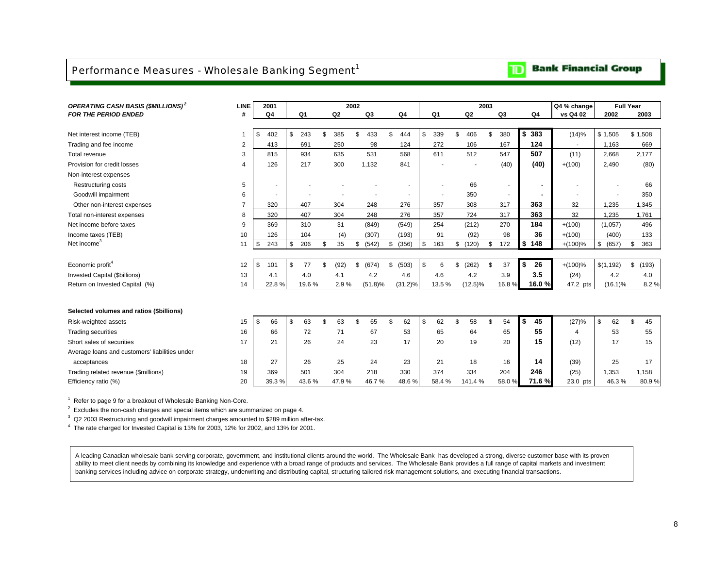# Performance Measures - Wholesale Banking Segment[1]

**TD Bank Financial Group**

| *OPERATING CASH BASIS ($MILLIONS)*[2] *FOR THE PERIOD ENDED* | LINE # | 2001 Q4 | 2002 Q1 | 2002 Q2 | 2002 Q3 | 2002 Q4 | 2003 Q1 | 2003 Q2 | 2003 Q3 | 2003 Q4 | Q4 % change vs Q4 02 | Full Year 2002 | Full Year 2003 |
|---|---|---|---|---|---|---|---|---|---|---|---|---|---|
| Net interest income (TEB) | 1 | $ 402 | $ 243 | $ 385 | $ 433 | $ 444 | $ 339 | $ 406 | $ 380 | **$ 383** | (14)% | $ 1,505 | $ 1,508 |
| Trading and fee income | 2 | 413 | 691 | 250 | 98 | 124 | 272 | 106 | 167 | **124** | - | 1,163 | 669 |
| Total revenue | 3 | 815 | 934 | 635 | 531 | 568 | 611 | 512 | 547 | **507** | (11) | 2,668 | 2,177 |
| Provision for credit losses | 4 | 126 | 217 | 300 | 1,132 | 841 | - | - | (40) | **(40)** | +(100) | 2,490 | (80) |
| Non-interest expenses | | | | | | | | | | | | | |
| Restructuring costs | 5 | - | - | - | - | - | - | 66 | - | **-** | - | - | 66 |
| Goodwill impairment | 6 | - | - | - | - | - | - | 350 | - | **-** | - | - | 350 |
| Other non-interest expenses | 7 | 320 | 407 | 304 | 248 | 276 | 357 | 308 | 317 | **363** | 32 | 1,235 | 1,345 |
| Total non-interest expenses | 8 | 320 | 407 | 304 | 248 | 276 | 357 | 724 | 317 | **363** | 32 | 1,235 | 1,761 |
| Net income before taxes | 9 | 369 | 310 | 31 | (849) | (549) | 254 | (212) | 270 | **184** | +(100) | (1,057) | 496 |
| Income taxes (TEB) | 10 | 126 | 104 | (4) | (307) | (193) | 91 | (92) | 98 | **36** | +(100) | (400) | 133 |
| Net income[3] | 11 | $ 243 | $ 206 | $ 35 | $ (542) | $ (356) | $ 163 | $ (120) | $ 172 | **$ 148** | +(100)% | $ (657) | $ 363 |
| | | | | | | | | | | | | | |
| Economic profit[4] | 12 | $ 101 | $ 77 | $ (92) | $ (674) | $ (503) | $ 6 | $ (262) | $ 37 | **$ 26** | +(100)% | $(1,192) | $ (193) |
| Invested Capital ($billions) | 13 | 4.1 | 4.0 | 4.1 | 4.2 | 4.6 | 4.6 | 4.2 | 3.9 | **3.5** | (24) | 4.2 | 4.0 |
| Return on Invested Capital (%) | 14 | 22.8 % | 19.6 % | 2.9 % | (51.8)% | (31.2)% | 13.5 % | (12.5)% | 16.8 % | **16.0 %** | 47.2 pts | (16.1)% | 8.2 % |
| | | | | | | | | | | | | | |
| **Selected volumes and ratios ($billions)** | | | | | | | | | | | | | |
| Risk-weighted assets | 15 | $ 66 | $ 63 | $ 63 | $ 65 | $ 62 | $ 62 | $ 58 | $ 54 | **$ 45** | (27)% | $ 62 | $ 45 |
| Trading securities | 16 | 66 | 72 | 71 | 67 | 53 | 65 | 64 | 65 | **55** | 4 | 53 | 55 |
| Short sales of securities | 17 | 21 | 26 | 24 | 23 | 17 | 20 | 19 | 20 | **15** | (12) | 17 | 15 |
| Average loans and customers' liabilities under acceptances | 18 | 27 | 26 | 25 | 24 | 23 | 21 | 18 | 16 | **14** | (39) | 25 | 17 |
| Trading related revenue ($millions) | 19 | 369 | 501 | 304 | 218 | 330 | 374 | 334 | 204 | **246** | (25) | 1,353 | 1,158 |
| Efficiency ratio (%) | 20 | 39.3 % | 43.6 % | 47.9 % | 46.7 % | 48.6 % | 58.4 % | 141.4 % | 58.0 % | **71.6 %** | 23.0 pts | 46.3 % | 80.9 % |

[1] Refer to page 9 for a breakout of Wholesale Banking Non-Core.

[2] Excludes the non-cash charges and special items which are summarized on page 4.

[3] Q2 2003 Restructuring and goodwill impairment charges amounted to $289 million after-tax.

[4] The rate charged for Invested Capital is 13% for 2003, 12% for 2002, and 13% for 2001.

A leading Canadian wholesale bank serving corporate, government, and institutional clients around the world. The Wholesale Bank has developed a strong, diverse customer base with its proven ability to meet client needs by combining its knowledge and experience with a broad range of products and services. The Wholesale Bank provides a full range of capital markets and investment banking services including advice on corporate strategy, underwriting and distributing capital, structuring tailored risk management solutions, and executing financial transactions.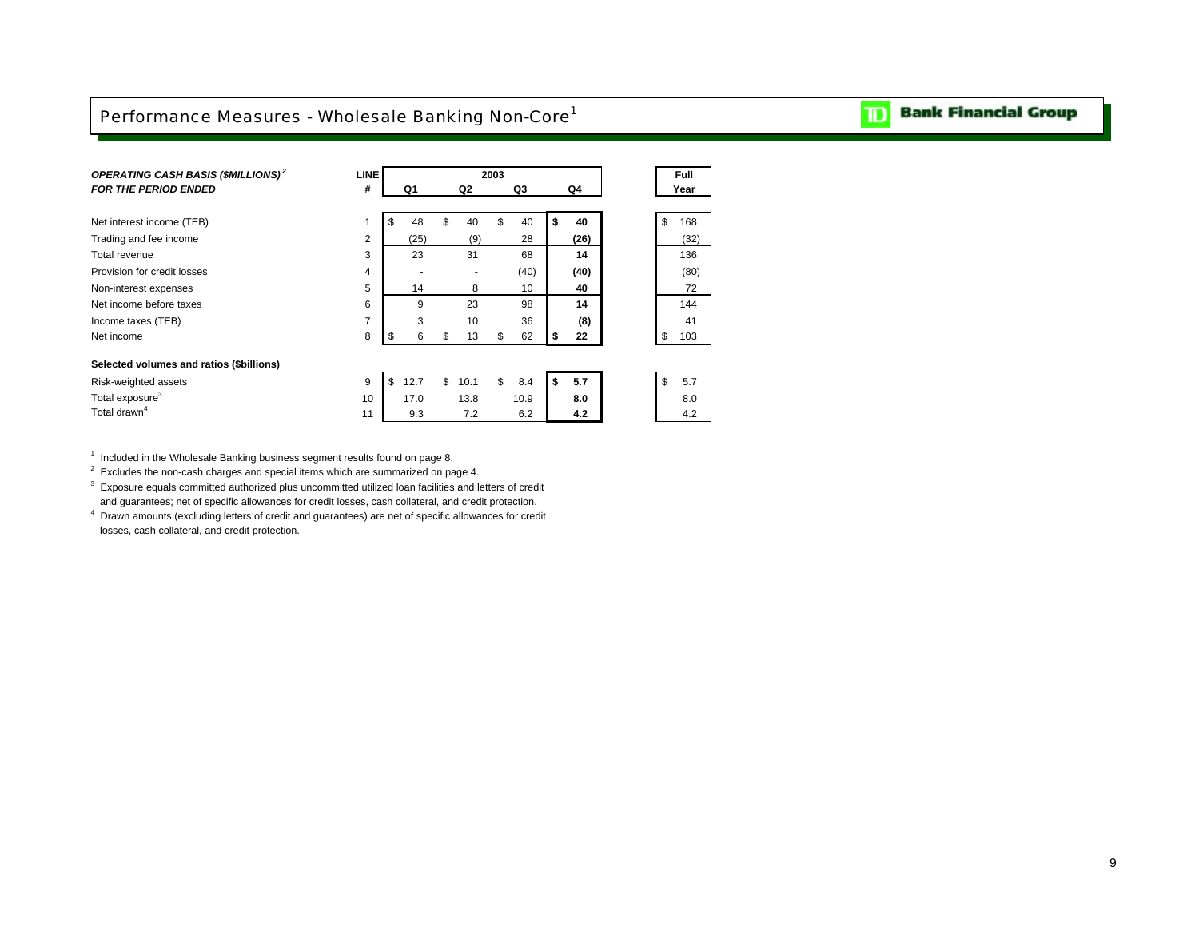# Performance Measures - Wholesale Banking Non-Core[1]

| *OPERATING CASH BASIS ($MILLIONS)*[2] *FOR THE PERIOD ENDED* | LINE # | 2003 Q1 | 2003 Q2 | 2003 Q3 | 2003 Q4 | Full Year |
|---|---|---|---|---|---|---|
| Net interest income (TEB) | 1 | $ 48 | $ 40 | $ 40 | **$ 40** | $ 168 |
| Trading and fee income | 2 | (25) | (9) | 28 | **(26)** | (32) |
| Total revenue | 3 | 23 | 31 | 68 | **14** | 136 |
| Provision for credit losses | 4 | - | - | (40) | **(40)** | (80) |
| Non-interest expenses | 5 | 14 | 8 | 10 | **40** | 72 |
| Net income before taxes | 6 | 9 | 23 | 98 | **14** | 144 |
| Income taxes (TEB) | 7 | 3 | 10 | 36 | **(8)** | 41 |
| Net income | 8 | $ 6 | $ 13 | $ 62 | **$ 22** | $ 103 |
| **Selected volumes and ratios ($billions)** | | | | | | |
| Risk-weighted assets | 9 | $ 12.7 | $ 10.1 | $ 8.4 | **$ 5.7** | $ 5.7 |
| Total exposure[3] | 10 | 17.0 | 13.8 | 10.9 | **8.0** | 8.0 |
| Total drawn[4] | 11 | 9.3 | 7.2 | 6.2 | **4.2** | 4.2 |

[1] Included in the Wholesale Banking business segment results found on page 8.

[2] Excludes the non-cash charges and special items which are summarized on page 4.

[3] Exposure equals committed authorized plus uncommitted utilized loan facilities and letters of credit and guarantees; net of specific allowances for credit losses, cash collateral, and credit protection.

[4] Drawn amounts (excluding letters of credit and guarantees) are net of specific allowances for credit losses, cash collateral, and credit protection.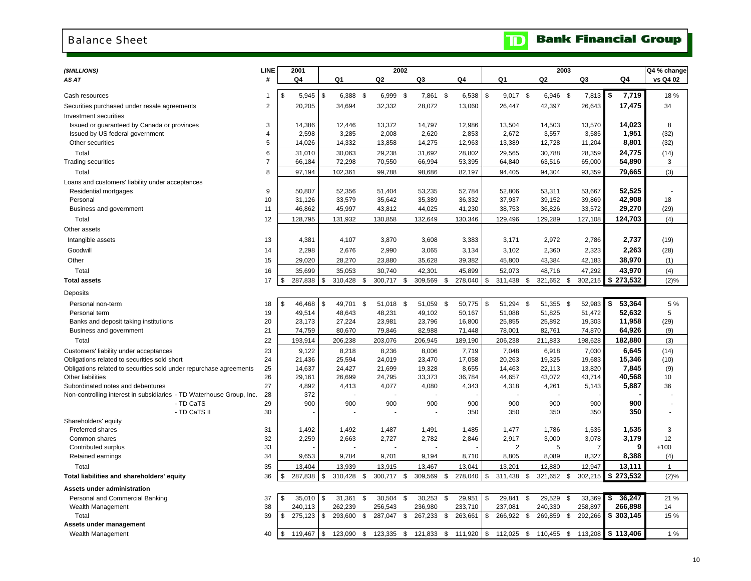# Balance Sheet

**TD Bank Financial Group**

| *($MILLIONS)* *AS AT* | LINE # | 2001 Q4 | 2002 Q1 | 2002 Q2 | 2002 Q3 | 2002 Q4 | 2003 Q1 | 2003 Q2 | 2003 Q3 | 2003 Q4 | Q4 % change vs Q4 02 |
|---|---|---|---|---|---|---|---|---|---|---|---|
| Cash resources | 1 | $ 5,945 | $ 6,388 | $ 6,999 | $ 7,861 | $ 6,538 | $ 9,017 | $ 6,946 | $ 7,813 | **$ 7,719** | 18 % |
| Securities purchased under resale agreements | 2 | 20,205 | 34,694 | 32,332 | 28,072 | 13,060 | 26,447 | 42,397 | 26,643 | **17,475** | 34 |
| Investment securities | | | | | | | | | | | |
| Issued or guaranteed by Canada or provinces | 3 | 14,386 | 12,446 | 13,372 | 14,797 | 12,986 | 13,504 | 14,503 | 13,570 | **14,023** | 8 |
| Issued by US federal government | 4 | 2,598 | 3,285 | 2,008 | 2,620 | 2,853 | 2,672 | 3,557 | 3,585 | **1,951** | (32) |
| Other securities | 5 | 14,026 | 14,332 | 13,858 | 14,275 | 12,963 | 13,389 | 12,728 | 11,204 | **8,801** | (32) |
| Total | 6 | 31,010 | 30,063 | 29,238 | 31,692 | 28,802 | 29,565 | 30,788 | 28,359 | **24,775** | (14) |
| Trading securities | 7 | 66,184 | 72,298 | 70,550 | 66,994 | 53,395 | 64,840 | 63,516 | 65,000 | **54,890** | 3 |
| Total | 8 | 97,194 | 102,361 | 99,788 | 98,686 | 82,197 | 94,405 | 94,304 | 93,359 | **79,665** | (3) |
| Loans and customers' liability under acceptances | | | | | | | | | | | |
| Residential mortgages | 9 | 50,807 | 52,356 | 51,404 | 53,235 | 52,784 | 52,806 | 53,311 | 53,667 | **52,525** | - |
| Personal | 10 | 31,126 | 33,579 | 35,642 | 35,389 | 36,332 | 37,937 | 39,152 | 39,869 | **42,908** | 18 |
| Business and government | 11 | 46,862 | 45,997 | 43,812 | 44,025 | 41,230 | 38,753 | 36,826 | 33,572 | **29,270** | (29) |
| Total | 12 | 128,795 | 131,932 | 130,858 | 132,649 | 130,346 | 129,496 | 129,289 | 127,108 | **124,703** | (4) |
| Other assets | | | | | | | | | | | |
| Intangible assets | 13 | 4,381 | 4,107 | 3,870 | 3,608 | 3,383 | 3,171 | 2,972 | 2,786 | **2,737** | (19) |
| Goodwill | 14 | 2,298 | 2,676 | 2,990 | 3,065 | 3,134 | 3,102 | 2,360 | 2,323 | **2,263** | (28) |
| Other | 15 | 29,020 | 28,270 | 23,880 | 35,628 | 39,382 | 45,800 | 43,384 | 42,183 | **38,970** | (1) |
| Total | 16 | 35,699 | 35,053 | 30,740 | 42,301 | 45,899 | 52,073 | 48,716 | 47,292 | **43,970** | (4) |
| **Total assets** | 17 | $ 287,838 | $ 310,428 | $ 300,717 | $ 309,569 | $ 278,040 | $ 311,438 | $ 321,652 | $ 302,215 | **$ 273,532** | (2)% |
| Deposits | | | | | | | | | | | |
| Personal non-term | 18 | $ 46,468 | $ 49,701 | $ 51,018 | $ 51,059 | $ 50,775 | $ 51,294 | $ 51,355 | $ 52,983 | **$ 53,364** | 5 % |
| Personal term | 19 | 49,514 | 48,643 | 48,231 | 49,102 | 50,167 | 51,088 | 51,825 | 51,472 | **52,632** | 5 |
| Banks and deposit taking institutions | 20 | 23,173 | 27,224 | 23,981 | 23,796 | 16,800 | 25,855 | 25,892 | 19,303 | **11,958** | (29) |
| Business and government | 21 | 74,759 | 80,670 | 79,846 | 82,988 | 71,448 | 78,001 | 82,761 | 74,870 | **64,926** | (9) |
| Total | 22 | 193,914 | 206,238 | 203,076 | 206,945 | 189,190 | 206,238 | 211,833 | 198,628 | **182,880** | (3) |
| Customers' liability under acceptances | 23 | 9,122 | 8,218 | 8,236 | 8,006 | 7,719 | 7,048 | 6,918 | 7,030 | **6,645** | (14) |
| Obligations related to securities sold short | 24 | 21,436 | 25,594 | 24,019 | 23,470 | 17,058 | 20,263 | 19,325 | 19,683 | **15,346** | (10) |
| Obligations related to securities sold under repurchase agreements | 25 | 14,637 | 24,427 | 21,699 | 19,328 | 8,655 | 14,463 | 22,113 | 13,820 | **7,845** | (9) |
| Other liabilities | 26 | 29,161 | 26,699 | 24,795 | 33,373 | 36,784 | 44,657 | 43,072 | 43,714 | **40,568** | 10 |
| Subordinated notes and debentures | 27 | 4,892 | 4,413 | 4,077 | 4,080 | 4,343 | 4,318 | 4,261 | 5,143 | **5,887** | 36 |
| Non-controlling interest in subsidiaries - TD Waterhouse Group, Inc. | 28 | 372 | - | - | - | - | - | - | - | **-** | - |
| - TD CaTS | 29 | 900 | 900 | 900 | 900 | 900 | 900 | 900 | 900 | **900** | - |
| - TD CaTS II | 30 | - | - | - | - | 350 | 350 | 350 | 350 | **350** | - |
| Shareholders' equity | | | | | | | | | | | |
| Preferred shares | 31 | 1,492 | 1,492 | 1,487 | 1,491 | 1,485 | 1,477 | 1,786 | 1,535 | **1,535** | 3 |
| Common shares | 32 | 2,259 | 2,663 | 2,727 | 2,782 | 2,846 | 2,917 | 3,000 | 3,078 | **3,179** | 12 |
| Contributed surplus | 33 | - | - | - | - | - | 2 | 5 | 7 | **9** | +100 |
| Retained earnings | 34 | 9,653 | 9,784 | 9,701 | 9,194 | 8,710 | 8,805 | 8,089 | 8,327 | **8,388** | (4) |
| Total | 35 | 13,404 | 13,939 | 13,915 | 13,467 | 13,041 | 13,201 | 12,880 | 12,947 | **13,111** | 1 |
| **Total liabilities and shareholders' equity** | 36 | $ 287,838 | $ 310,428 | $ 300,717 | $ 309,569 | $ 278,040 | $ 311,438 | $ 321,652 | $ 302,215 | **$ 273,532** | (2)% |
| **Assets under administration** | | | | | | | | | | | |
| Personal and Commercial Banking | 37 | $ 35,010 | $ 31,361 | $ 30,504 | $ 30,253 | $ 29,951 | $ 29,841 | $ 29,529 | $ 33,369 | **$ 36,247** | 21 % |
| Wealth Management | 38 | 240,113 | 262,239 | 256,543 | 236,980 | 233,710 | 237,081 | 240,330 | 258,897 | **266,898** | 14 |
| Total | 39 | $ 275,123 | $ 293,600 | $ 287,047 | $ 267,233 | $ 263,661 | $ 266,922 | $ 269,859 | $ 292,266 | **$ 303,145** | 15 % |
| **Assets under management** | | | | | | | | | | | |
| Wealth Management | 40 | $ 119,467 | $ 123,090 | $ 123,335 | $ 121,833 | $ 111,920 | $ 112,025 | $ 110,455 | $ 113,208 | **$ 113,406** | 1 % |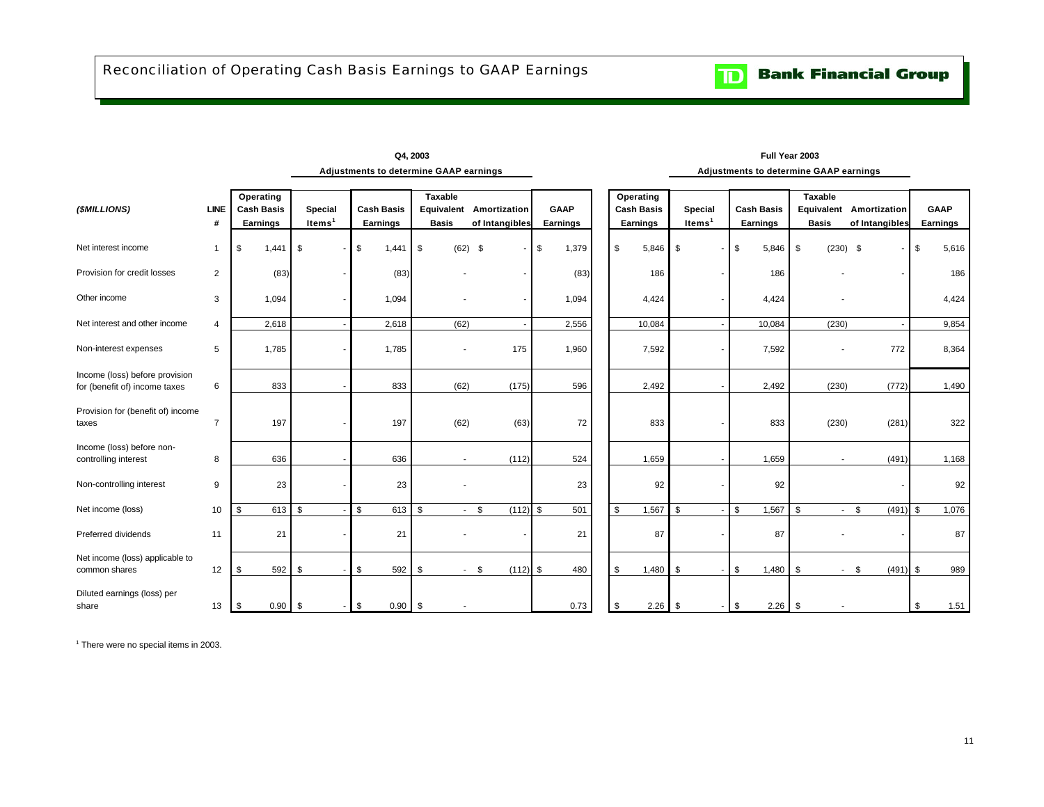# Reconciliation of Operating Cash Basis Earnings to GAAP Earnings

TD Bank Financial Group

| | | Q4, 2003 | | | | | | Full Year 2003 | | | | | |
|---|---|---|---|---|---|---|---|---|---|---|---|---|---|
| | | | Adjustments to determine GAAP earnings | | | | | | Adjustments to determine GAAP earnings | | | | |
| *($MILLIONS)* | LINE # | Operating Cash Basis Earnings | Special Items[1] | Cash Basis Earnings | Taxable Equivalent Basis | Amortization of Intangibles | GAAP Earnings | Operating Cash Basis Earnings | Special Items[1] | Cash Basis Earnings | Taxable Equivalent Basis | Amortization of Intangibles | GAAP Earnings |
| Net interest income | 1 | $ 1,441 | $ - | $ 1,441 | $ (62) | $ - | $ 1,379 | $ 5,846 | $ - | $ 5,846 | $ (230) | $ - | $ 5,616 |
| Provision for credit losses | 2 | (83) | - | (83) | - | - | (83) | 186 | - | 186 | - | - | 186 |
| Other income | 3 | 1,094 | - | 1,094 | - | - | 1,094 | 4,424 | - | 4,424 | - | | 4,424 |
| Net interest and other income | 4 | 2,618 | - | 2,618 | (62) | - | 2,556 | 10,084 | - | 10,084 | (230) | - | 9,854 |
| Non-interest expenses | 5 | 1,785 | - | 1,785 | - | 175 | 1,960 | 7,592 | - | 7,592 | - | 772 | 8,364 |
| Income (loss) before provision for (benefit of) income taxes | 6 | 833 | - | 833 | (62) | (175) | 596 | 2,492 | - | 2,492 | (230) | (772) | 1,490 |
| Provision for (benefit of) income taxes | 7 | 197 | - | 197 | (62) | (63) | 72 | 833 | - | 833 | (230) | (281) | 322 |
| Income (loss) before non-controlling interest | 8 | 636 | - | 636 | - | (112) | 524 | 1,659 | - | 1,659 | - | (491) | 1,168 |
| Non-controlling interest | 9 | 23 | - | 23 | - | | 23 | 92 | - | 92 | | - | 92 |
| Net income (loss) | 10 | $ 613 | $ - | $ 613 | $ - | $ (112) | $ 501 | $ 1,567 | $ - | $ 1,567 | $ - | $ (491) | $ 1,076 |
| Preferred dividends | 11 | 21 | - | 21 | - | - | 21 | 87 | - | 87 | - | - | 87 |
| Net income (loss) applicable to common shares | 12 | $ 592 | $ - | $ 592 | $ - | $ (112) | $ 480 | $ 1,480 | $ - | $ 1,480 | $ - | $ (491) | $ 989 |
| Diluted earnings (loss) per share | 13 | $ 0.90 | $ - | $ 0.90 | $ - | | 0.73 | $ 2.26 | $ - | $ 2.26 | $ - | | $ 1.51 |

[1] There were no special items in 2003.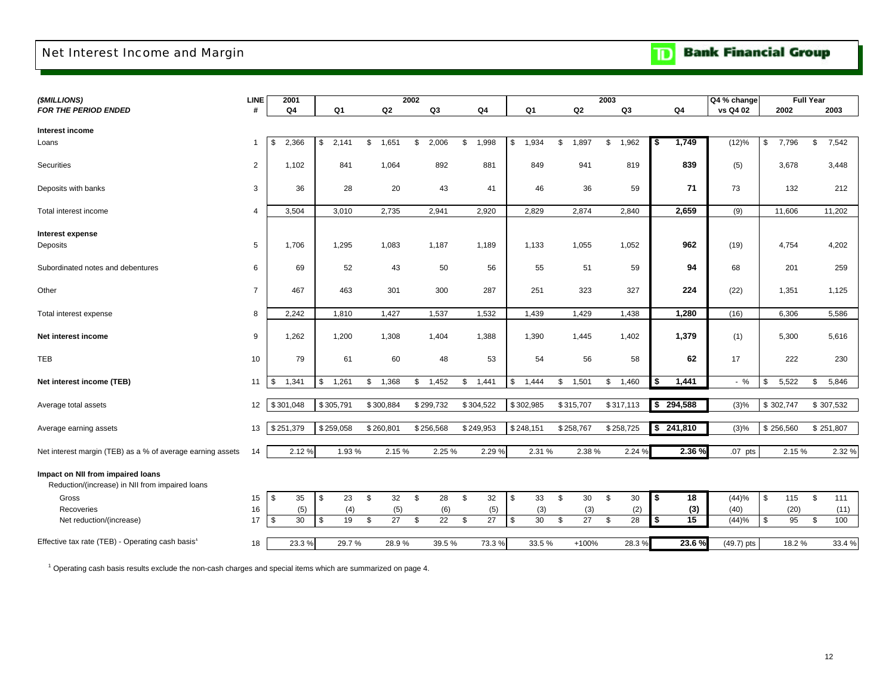# Net Interest Income and Margin

**TD Bank Financial Group**

| *($MILLIONS)* ***FOR THE PERIOD ENDED*** | LINE # | 2001 Q4 | 2002 Q1 | 2002 Q2 | 2002 Q3 | 2002 Q4 | 2003 Q1 | 2003 Q2 | 2003 Q3 | 2003 Q4 | Q4 % change vs Q4 02 | Full Year 2002 | Full Year 2003 |
|---|---|---|---|---|---|---|---|---|---|---|---|---|---|
| **Interest income** | | | | | | | | | | | | | |
| Loans | 1 | $ 2,366 | $ 2,141 | $ 1,651 | $ 2,006 | $ 1,998 | $ 1,934 | $ 1,897 | $ 1,962 | **$ 1,749** | (12)% | $ 7,796 | $ 7,542 |
| Securities | 2 | 1,102 | 841 | 1,064 | 892 | 881 | 849 | 941 | 819 | **839** | (5) | 3,678 | 3,448 |
| Deposits with banks | 3 | 36 | 28 | 20 | 43 | 41 | 46 | 36 | 59 | **71** | 73 | 132 | 212 |
| Total interest income | 4 | 3,504 | 3,010 | 2,735 | 2,941 | 2,920 | 2,829 | 2,874 | 2,840 | **2,659** | (9) | 11,606 | 11,202 |
| **Interest expense** | | | | | | | | | | | | | |
| Deposits | 5 | 1,706 | 1,295 | 1,083 | 1,187 | 1,189 | 1,133 | 1,055 | 1,052 | **962** | (19) | 4,754 | 4,202 |
| Subordinated notes and debentures | 6 | 69 | 52 | 43 | 50 | 56 | 55 | 51 | 59 | **94** | 68 | 201 | 259 |
| Other | 7 | 467 | 463 | 301 | 300 | 287 | 251 | 323 | 327 | **224** | (22) | 1,351 | 1,125 |
| Total interest expense | 8 | 2,242 | 1,810 | 1,427 | 1,537 | 1,532 | 1,439 | 1,429 | 1,438 | **1,280** | (16) | 6,306 | 5,586 |
| **Net interest income** | 9 | 1,262 | 1,200 | 1,308 | 1,404 | 1,388 | 1,390 | 1,445 | 1,402 | **1,379** | (1) | 5,300 | 5,616 |
| TEB | 10 | 79 | 61 | 60 | 48 | 53 | 54 | 56 | 58 | **62** | 17 | 222 | 230 |
| **Net interest income (TEB)** | 11 | $ 1,341 | $ 1,261 | $ 1,368 | $ 1,452 | $ 1,441 | $ 1,444 | $ 1,501 | $ 1,460 | **$ 1,441** | - % | $ 5,522 | $ 5,846 |
| Average total assets | 12 | $ 301,048 | $ 305,791 | $ 300,884 | $ 299,732 | $ 304,522 | $ 302,985 | $ 315,707 | $ 317,113 | **$ 294,588** | (3)% | $ 302,747 | $ 307,532 |
| Average earning assets | 13 | $ 251,379 | $ 259,058 | $ 260,801 | $ 256,568 | $ 249,953 | $ 248,151 | $ 258,767 | $ 258,725 | **$ 241,810** | (3)% | $ 256,560 | $ 251,807 |
| Net interest margin (TEB) as a % of average earning assets | 14 | 2.12 % | 1.93 % | 2.15 % | 2.25 % | 2.29 % | 2.31 % | 2.38 % | 2.24 % | **2.36 %** | .07 pts | 2.15 % | 2.32 % |
| **Impact on NII from impaired loans** | | | | | | | | | | | | | |
| Reduction/(increase) in NII from impaired loans | | | | | | | | | | | | | |
| Gross | 15 | $ 35 | $ 23 | $ 32 | $ 28 | $ 32 | $ 33 | $ 30 | $ 30 | **$ 18** | (44)% | $ 115 | $ 111 |
| Recoveries | 16 | (5) | (4) | (5) | (6) | (5) | (3) | (3) | (2) | **(3)** | (40) | (20) | (11) |
| Net reduction/(increase) | 17 | $ 30 | $ 19 | $ 27 | $ 22 | $ 27 | $ 30 | $ 27 | $ 28 | **$ 15** | (44)% | $ 95 | $ 100 |
| Effective tax rate (TEB) - Operating cash basis[1] | 18 | 23.3 % | 29.7 % | 28.9 % | 39.5 % | 73.3 % | 33.5 % | +100% | 28.3 % | **23.6 %** | (49.7) pts | 18.2 % | 33.4 % |

[1] Operating cash basis results exclude the non-cash charges and special items which are summarized on page 4.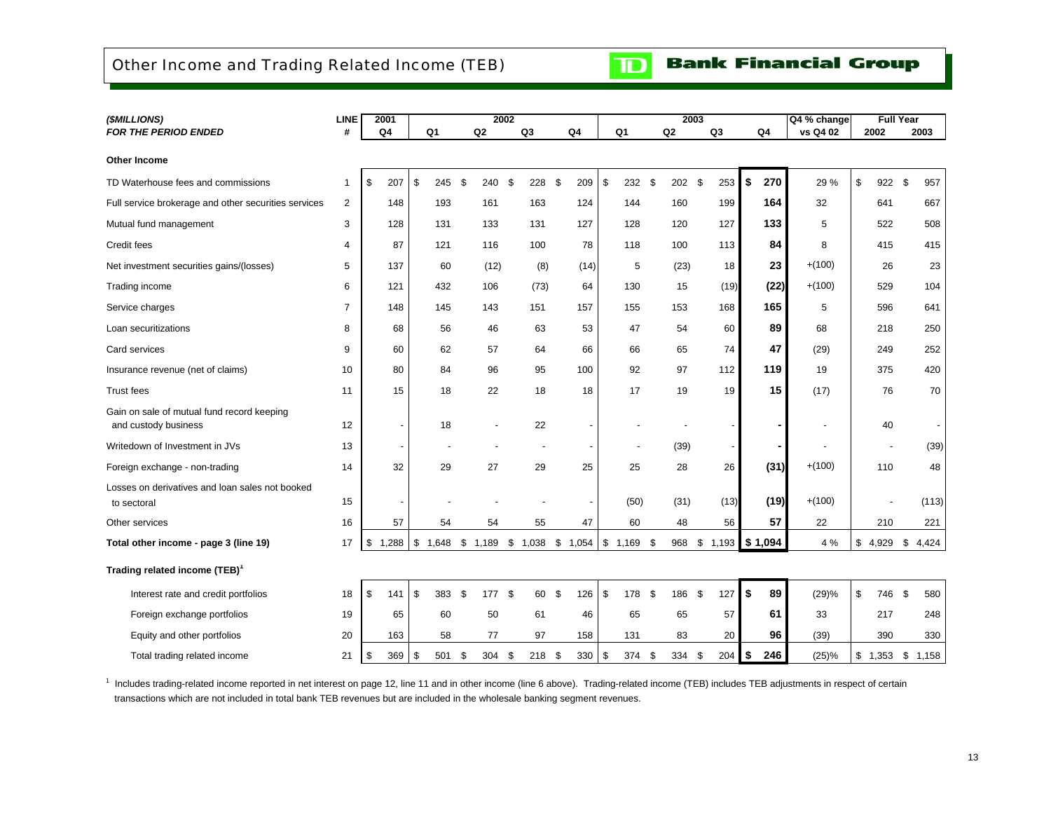# Other Income and Trading Related Income (TEB)

**TD Bank Financial Group**

| *($MILLIONS)* | LINE | 2001 | 2002 | | | | 2003 | | | | Q4 % change | Full Year | |
|---|---|---|---|---|---|---|---|---|---|---|---|---|---|
| ***FOR THE PERIOD ENDED*** | **#** | **Q4** | **Q1** | **Q2** | **Q3** | **Q4** | **Q1** | **Q2** | **Q3** | **Q4** | **vs Q4 02** | **2002** | **2003** |
| **Other Income** | | | | | | | | | | | | | |
| TD Waterhouse fees and commissions | 1 | $ 207 | $ 245 | $ 240 | $ 228 | $ 209 | $ 232 | $ 202 | $ 253 | **$ 270** | 29 % | $ 922 | $ 957 |
| Full service brokerage and other securities services | 2 | 148 | 193 | 161 | 163 | 124 | 144 | 160 | 199 | **164** | 32 | 641 | 667 |
| Mutual fund management | 3 | 128 | 131 | 133 | 131 | 127 | 128 | 120 | 127 | **133** | 5 | 522 | 508 |
| Credit fees | 4 | 87 | 121 | 116 | 100 | 78 | 118 | 100 | 113 | **84** | 8 | 415 | 415 |
| Net investment securities gains/(losses) | 5 | 137 | 60 | (12) | (8) | (14) | 5 | (23) | 18 | **23** | +(100) | 26 | 23 |
| Trading income | 6 | 121 | 432 | 106 | (73) | 64 | 130 | 15 | (19) | **(22)** | +(100) | 529 | 104 |
| Service charges | 7 | 148 | 145 | 143 | 151 | 157 | 155 | 153 | 168 | **165** | 5 | 596 | 641 |
| Loan securitizations | 8 | 68 | 56 | 46 | 63 | 53 | 47 | 54 | 60 | **89** | 68 | 218 | 250 |
| Card services | 9 | 60 | 62 | 57 | 64 | 66 | 66 | 65 | 74 | **47** | (29) | 249 | 252 |
| Insurance revenue (net of claims) | 10 | 80 | 84 | 96 | 95 | 100 | 92 | 97 | 112 | **119** | 19 | 375 | 420 |
| Trust fees | 11 | 15 | 18 | 22 | 18 | 18 | 17 | 19 | 19 | **15** | (17) | 76 | 70 |
| Gain on sale of mutual fund record keeping and custody business | 12 | - | 18 | - | 22 | - | - | - | - | **-** | - | 40 | - |
| Writedown of Investment in JVs | 13 | - | - | - | - | - | - | (39) | - | **-** | - | - | (39) |
| Foreign exchange - non-trading | 14 | 32 | 29 | 27 | 29 | 25 | 25 | 28 | 26 | **(31)** | +(100) | 110 | 48 |
| Losses on derivatives and loan sales not booked to sectoral | 15 | - | - | - | - | - | (50) | (31) | (13) | **(19)** | +(100) | - | (113) |
| Other services | 16 | 57 | 54 | 54 | 55 | 47 | 60 | 48 | 56 | **57** | 22 | 210 | 221 |
| **Total other income - page 3 (line 19)** | 17 | $ 1,288 | $ 1,648 | $ 1,189 | $ 1,038 | $ 1,054 | $ 1,169 | $ 968 | $ 1,193 | **$ 1,094** | 4 % | $ 4,929 | $ 4,424 |
| **Trading related income (TEB)[1]** | | | | | | | | | | | | | |
| Interest rate and credit portfolios | 18 | $ 141 | $ 383 | $ 177 | $ 60 | $ 126 | $ 178 | $ 186 | $ 127 | **$ 89** | (29)% | $ 746 | $ 580 |
| Foreign exchange portfolios | 19 | 65 | 60 | 50 | 61 | 46 | 65 | 65 | 57 | **61** | 33 | 217 | 248 |
| Equity and other portfolios | 20 | 163 | 58 | 77 | 97 | 158 | 131 | 83 | 20 | **96** | (39) | 390 | 330 |
| Total trading related income | 21 | $ 369 | $ 501 | $ 304 | $ 218 | $ 330 | $ 374 | $ 334 | $ 204 | **$ 246** | (25)% | $ 1,353 | $ 1,158 |

[1] Includes trading-related income reported in net interest on page 12, line 11 and in other income (line 6 above). Trading-related income (TEB) includes TEB adjustments in respect of certain transactions which are not included in total bank TEB revenues but are included in the wholesale banking segment revenues.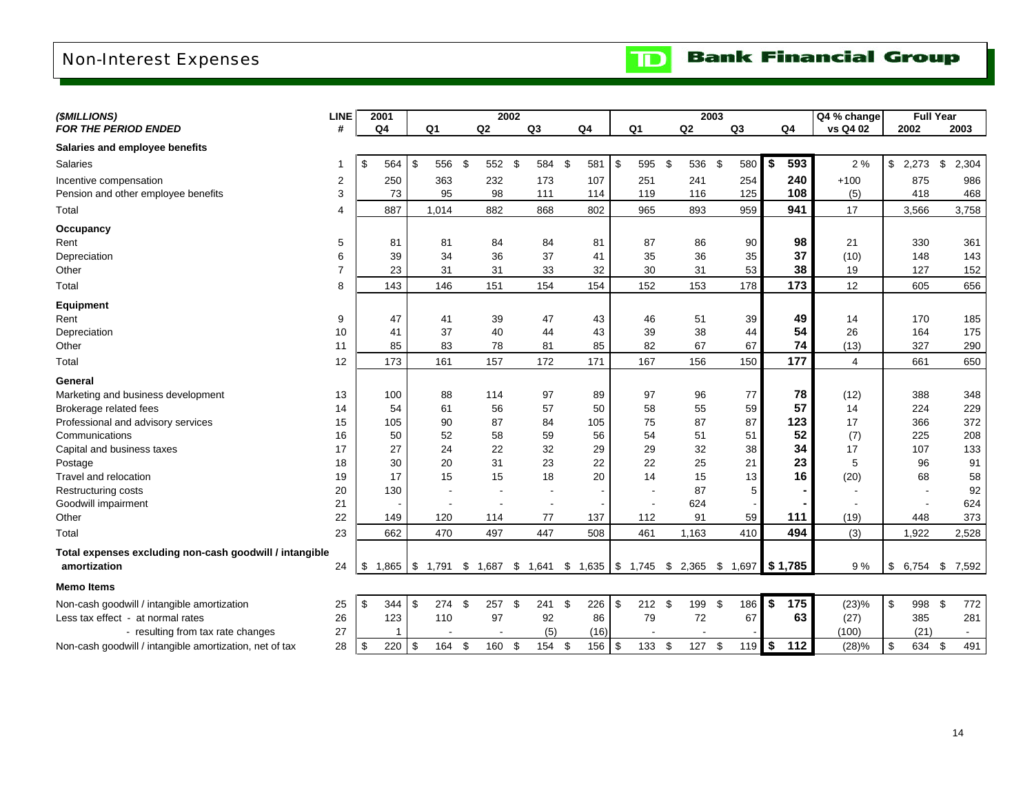# Non-Interest Expenses

**TD Bank Financial Group**

| *(\$MILLIONS)* *FOR THE PERIOD ENDED* | LINE # | 2001 Q4 | 2002 Q1 | 2002 Q2 | 2002 Q3 | 2002 Q4 | 2003 Q1 | 2003 Q2 | 2003 Q3 | 2003 Q4 | Q4 % change vs Q4 02 | Full Year 2002 | Full Year 2003 |
|---|---|---|---|---|---|---|---|---|---|---|---|---|---|
| **Salaries and employee benefits** | | | | | | | | | | | | | |
| Salaries | 1 | $ 564 | $ 556 | $ 552 | $ 584 | $ 581 | $ 595 | $ 536 | $ 580 | **$ 593** | 2 % | $ 2,273 | $ 2,304 |
| Incentive compensation | 2 | 250 | 363 | 232 | 173 | 107 | 251 | 241 | 254 | **240** | +100 | 875 | 986 |
| Pension and other employee benefits | 3 | 73 | 95 | 98 | 111 | 114 | 119 | 116 | 125 | **108** | (5) | 418 | 468 |
| Total | 4 | 887 | 1,014 | 882 | 868 | 802 | 965 | 893 | 959 | **941** | 17 | 3,566 | 3,758 |
| **Occupancy** | | | | | | | | | | | | | |
| Rent | 5 | 81 | 81 | 84 | 84 | 81 | 87 | 86 | 90 | **98** | 21 | 330 | 361 |
| Depreciation | 6 | 39 | 34 | 36 | 37 | 41 | 35 | 36 | 35 | **37** | (10) | 148 | 143 |
| Other | 7 | 23 | 31 | 31 | 33 | 32 | 30 | 31 | 53 | **38** | 19 | 127 | 152 |
| Total | 8 | 143 | 146 | 151 | 154 | 154 | 152 | 153 | 178 | **173** | 12 | 605 | 656 |
| **Equipment** | | | | | | | | | | | | | |
| Rent | 9 | 47 | 41 | 39 | 47 | 43 | 46 | 51 | 39 | **49** | 14 | 170 | 185 |
| Depreciation | 10 | 41 | 37 | 40 | 44 | 43 | 39 | 38 | 44 | **54** | 26 | 164 | 175 |
| Other | 11 | 85 | 83 | 78 | 81 | 85 | 82 | 67 | 67 | **74** | (13) | 327 | 290 |
| Total | 12 | 173 | 161 | 157 | 172 | 171 | 167 | 156 | 150 | **177** | 4 | 661 | 650 |
| **General** | | | | | | | | | | | | | |
| Marketing and business development | 13 | 100 | 88 | 114 | 97 | 89 | 97 | 96 | 77 | **78** | (12) | 388 | 348 |
| Brokerage related fees | 14 | 54 | 61 | 56 | 57 | 50 | 58 | 55 | 59 | **57** | 14 | 224 | 229 |
| Professional and advisory services | 15 | 105 | 90 | 87 | 84 | 105 | 75 | 87 | 87 | **123** | 17 | 366 | 372 |
| Communications | 16 | 50 | 52 | 58 | 59 | 56 | 54 | 51 | 51 | **52** | (7) | 225 | 208 |
| Capital and business taxes | 17 | 27 | 24 | 22 | 32 | 29 | 29 | 32 | 38 | **34** | 17 | 107 | 133 |
| Postage | 18 | 30 | 20 | 31 | 23 | 22 | 22 | 25 | 21 | **23** | 5 | 96 | 91 |
| Travel and relocation | 19 | 17 | 15 | 15 | 18 | 20 | 14 | 15 | 13 | **16** | (20) | 68 | 58 |
| Restructuring costs | 20 | 130 | - | - | - | - | - | 87 | 5 | **-** | - | - | 92 |
| Goodwill impairment | 21 | - | - | - | - | - | - | 624 | - | **-** | - | - | 624 |
| Other | 22 | 149 | 120 | 114 | 77 | 137 | 112 | 91 | 59 | **111** | (19) | 448 | 373 |
| Total | 23 | 662 | 470 | 497 | 447 | 508 | 461 | 1,163 | 410 | **494** | (3) | 1,922 | 2,528 |
| **Total expenses excluding non-cash goodwill / intangible amortization** | 24 | $ 1,865 | $ 1,791 | $ 1,687 | $ 1,641 | $ 1,635 | $ 1,745 | $ 2,365 | $ 1,697 | **$ 1,785** | 9 % | $ 6,754 | $ 7,592 |
| **Memo Items** | | | | | | | | | | | | | |
| Non-cash goodwill / intangible amortization | 25 | $ 344 | $ 274 | $ 257 | $ 241 | $ 226 | $ 212 | $ 199 | $ 186 | **$ 175** | (23)% | $ 998 | $ 772 |
| Less tax effect - at normal rates | 26 | 123 | 110 | 97 | 92 | 86 | 79 | 72 | 67 | **63** | (27) | 385 | 281 |
| - resulting from tax rate changes | 27 | 1 | - | - | (5) | (16) | - | - | - | | (100) | (21) | - |
| Non-cash goodwill / intangible amortization, net of tax | 28 | $ 220 | $ 164 | $ 160 | $ 154 | $ 156 | $ 133 | $ 127 | $ 119 | **$ 112** | (28)% | $ 634 | $ 491 |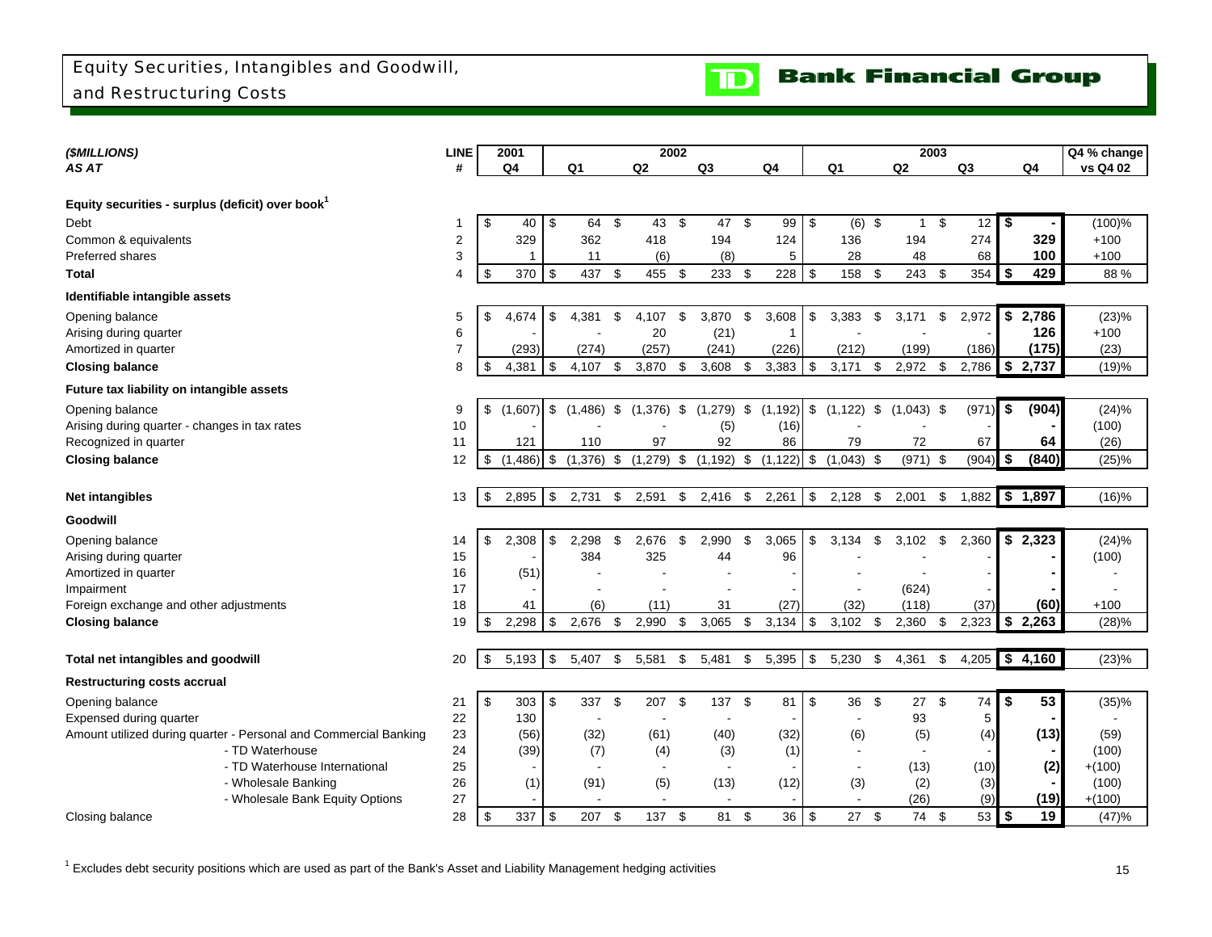# Equity Securities, Intangibles and Goodwill, and Restructuring Costs

**TD Bank Financial Group**

| *($MILLIONS)* | LINE | 2001 | 2002 | | | | 2003 | | | | Q4 % change |
|---|---|---|---|---|---|---|---|---|---|---|---|
| *AS AT* | # | Q4 | Q1 | Q2 | Q3 | Q4 | Q1 | Q2 | Q3 | Q4 | vs Q4 02 |
| **Equity securities - surplus (deficit) over book[1]** | | | | | | | | | | | |
| Debt | 1 | $ 40 | $ 64 | $ 43 | $ 47 | $ 99 | $ (6) | $ 1 | $ 12 | **$ -** | (100)% |
| Common & equivalents | 2 | 329 | 362 | 418 | 194 | 124 | 136 | 194 | 274 | **329** | +100 |
| Preferred shares | 3 | 1 | 11 | (6) | (8) | 5 | 28 | 48 | 68 | **100** | +100 |
| **Total** | 4 | $ 370 | $ 437 | $ 455 | $ 233 | $ 228 | $ 158 | $ 243 | $ 354 | **$ 429** | 88 % |
| **Identifiable intangible assets** | | | | | | | | | | | |
| Opening balance | 5 | $ 4,674 | $ 4,381 | $ 4,107 | $ 3,870 | $ 3,608 | $ 3,383 | $ 3,171 | $ 2,972 | **$ 2,786** | (23)% |
| Arising during quarter | 6 | - | - | 20 | (21) | 1 | - | - | - | **126** | +100 |
| Amortized in quarter | 7 | (293) | (274) | (257) | (241) | (226) | (212) | (199) | (186) | **(175)** | (23) |
| **Closing balance** | 8 | $ 4,381 | $ 4,107 | $ 3,870 | $ 3,608 | $ 3,383 | $ 3,171 | $ 2,972 | $ 2,786 | **$ 2,737** | (19)% |
| **Future tax liability on intangible assets** | | | | | | | | | | | |
| Opening balance | 9 | $ (1,607) | $ (1,486) | $ (1,376) | $ (1,279) | $ (1,192) | $ (1,122) | $ (1,043) | $ (971) | **$ (904)** | (24)% |
| Arising during quarter - changes in tax rates | 10 | - | - | - | (5) | (16) | - | - | - | **-** | (100) |
| Recognized in quarter | 11 | 121 | 110 | 97 | 92 | 86 | 79 | 72 | 67 | **64** | (26) |
| **Closing balance** | 12 | $ (1,486) | $ (1,376) | $ (1,279) | $ (1,192) | $ (1,122) | $ (1,043) | $ (971) | $ (904) | **$ (840)** | (25)% |
| **Net intangibles** | 13 | $ 2,895 | $ 2,731 | $ 2,591 | $ 2,416 | $ 2,261 | $ 2,128 | $ 2,001 | $ 1,882 | **$ 1,897** | (16)% |
| **Goodwill** | | | | | | | | | | | |
| Opening balance | 14 | $ 2,308 | $ 2,298 | $ 2,676 | $ 2,990 | $ 3,065 | $ 3,134 | $ 3,102 | $ 2,360 | **$ 2,323** | (24)% |
| Arising during quarter | 15 | - | 384 | 325 | 44 | 96 | - | - | - | **-** | (100) |
| Amortized in quarter | 16 | (51) | - | - | - | - | - | - | - | **-** | - |
| Impairment | 17 | - | - | - | - | - | - | (624) | - | **-** | - |
| Foreign exchange and other adjustments | 18 | 41 | (6) | (11) | 31 | (27) | (32) | (118) | (37) | **(60)** | +100 |
| **Closing balance** | 19 | $ 2,298 | $ 2,676 | $ 2,990 | $ 3,065 | $ 3,134 | $ 3,102 | $ 2,360 | $ 2,323 | **$ 2,263** | (28)% |
| **Total net intangibles and goodwill** | 20 | $ 5,193 | $ 5,407 | $ 5,581 | $ 5,481 | $ 5,395 | $ 5,230 | $ 4,361 | $ 4,205 | **$ 4,160** | (23)% |
| **Restructuring costs accrual** | | | | | | | | | | | |
| Opening balance | 21 | $ 303 | $ 337 | $ 207 | $ 137 | $ 81 | $ 36 | $ 27 | $ 74 | **$ 53** | (35)% |
| Expensed during quarter | 22 | 130 | - | - | - | - | - | 93 | 5 | **-** | - |
| Amount utilized during quarter - Personal and Commercial Banking | 23 | (56) | (32) | (61) | (40) | (32) | (6) | (5) | (4) | **(13)** | (59) |
| - TD Waterhouse | 24 | (39) | (7) | (4) | (3) | (1) | - | - | - | **-** | (100) |
| - TD Waterhouse International | 25 | - | - | - | - | - | - | (13) | (10) | **(2)** | +(100) |
| - Wholesale Banking | 26 | (1) | (91) | (5) | (13) | (12) | (3) | (2) | (3) | **-** | (100) |
| - Wholesale Bank Equity Options | 27 | - | - | - | - | - | - | (26) | (9) | **(19)** | +(100) |
| Closing balance | 28 | $ 337 | $ 207 | $ 137 | $ 81 | $ 36 | $ 27 | $ 74 | $ 53 | **$ 19** | (47)% |

[1] Excludes debt security positions which are used as part of the Bank's Asset and Liability Management hedging activities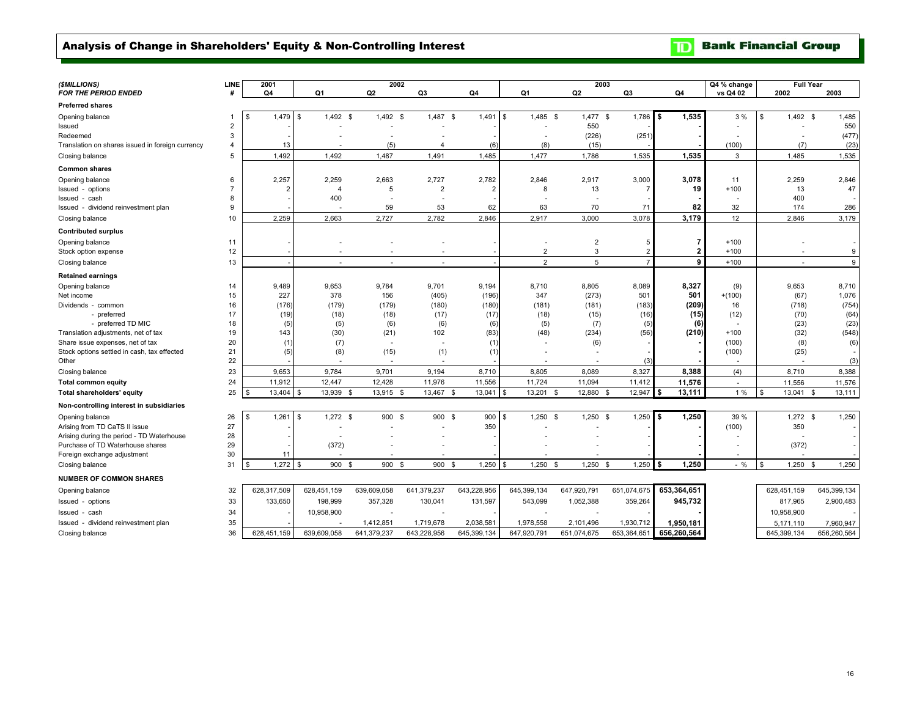# Analysis of Change in Shareholders' Equity & Non-Controlling Interest

**TD Bank Financial Group**

| *($MILLIONS)* *FOR THE PERIOD ENDED* | LINE # | 2001 Q4 | 2002 Q1 | 2002 Q2 | 2002 Q3 | 2002 Q4 | 2003 Q1 | 2003 Q2 | 2003 Q3 | 2003 Q4 | Q4 % change vs Q4 02 | Full Year 2002 | Full Year 2003 |
|---|---|---|---|---|---|---|---|---|---|---|---|---|---|
| **Preferred shares** | | | | | | | | | | | | | |
| Opening balance | 1 | $ 1,479 | $ 1,492 | $ 1,492 | $ 1,487 | $ 1,491 | $ 1,485 | $ 1,477 | $ 1,786 | **$ 1,535** | 3 % | $ 1,492 | $ 1,485 |
| Issued | 2 | - | - | - | - | - | - | 550 | - | **-** | - | - | 550 |
| Redeemed | 3 | - | - | - | - | - | - | (226) | (251) | **-** | - | - | (477) |
| Translation on shares issued in foreign currency | 4 | 13 | - | (5) | 4 | (6) | (8) | (15) | - | **-** | (100) | (7) | (23) |
| Closing balance | 5 | 1,492 | 1,492 | 1,487 | 1,491 | 1,485 | 1,477 | 1,786 | 1,535 | **1,535** | 3 | 1,485 | 1,535 |
| **Common shares** | | | | | | | | | | | | | |
| Opening balance | 6 | 2,257 | 2,259 | 2,663 | 2,727 | 2,782 | 2,846 | 2,917 | 3,000 | **3,078** | 11 | 2,259 | 2,846 |
| Issued - options | 7 | 2 | 4 | 5 | 2 | 2 | 8 | 13 | 7 | **19** | +100 | 13 | 47 |
| Issued - cash | 8 | - | 400 | - | - | - | - | - | - | **-** | - | 400 | - |
| Issued - dividend reinvestment plan | 9 | - | - | 59 | 53 | 62 | 63 | 70 | 71 | **82** | 32 | 174 | 286 |
| Closing balance | 10 | 2,259 | 2,663 | 2,727 | 2,782 | 2,846 | 2,917 | 3,000 | 3,078 | **3,179** | 12 | 2,846 | 3,179 |
| **Contributed surplus** | | | | | | | | | | | | | |
| Opening balance | 11 | - | - | - | - | - | - | 2 | 5 | **7** | +100 | - | - |
| Stock option expense | 12 | - | - | - | - | - | 2 | 3 | 2 | **2** | +100 | - | 9 |
| Closing balance | 13 | - | - | - | - | - | 2 | 5 | 7 | **9** | +100 | - | 9 |
| **Retained earnings** | | | | | | | | | | | | | |
| Opening balance | 14 | 9,489 | 9,653 | 9,784 | 9,701 | 9,194 | 8,710 | 8,805 | 8,089 | **8,327** | (9) | 9,653 | 8,710 |
| Net income | 15 | 227 | 378 | 156 | (405) | (196) | 347 | (273) | 501 | **501** | +(100) | (67) | 1,076 |
| Dividends - common | 16 | (176) | (179) | (179) | (180) | (180) | (181) | (181) | (183) | **(209)** | 16 | (718) | (754) |
| - preferred | 17 | (19) | (18) | (18) | (17) | (17) | (18) | (15) | (16) | **(15)** | (12) | (70) | (64) |
| - preferred TD MIC | 18 | (5) | (5) | (6) | (6) | (6) | (5) | (7) | (5) | **(6)** | - | (23) | (23) |
| Translation adjustments, net of tax | 19 | 143 | (30) | (21) | 102 | (83) | (48) | (234) | (56) | **(210)** | +100 | (32) | (548) |
| Share issue expenses, net of tax | 20 | (1) | (7) | - | - | (1) | - | (6) | - | **-** | (100) | (8) | (6) |
| Stock options settled in cash, tax effected | 21 | (5) | (8) | (15) | (1) | (1) | - | - | - | **-** | (100) | (25) | - |
| Other | 22 | - | - | - | - | - | - | - | (3) | **-** | - | - | (3) |
| Closing balance | 23 | 9,653 | 9,784 | 9,701 | 9,194 | 8,710 | 8,805 | 8,089 | 8,327 | **8,388** | (4) | 8,710 | 8,388 |
| **Total common equity** | 24 | 11,912 | 12,447 | 12,428 | 11,976 | 11,556 | 11,724 | 11,094 | 11,412 | **11,576** | - | 11,556 | 11,576 |
| **Total shareholders' equity** | 25 | $ 13,404 | $ 13,939 | $ 13,915 | $ 13,467 | $ 13,041 | $ 13,201 | $ 12,880 | $ 12,947 | **$ 13,111** | 1 % | $ 13,041 | $ 13,111 |
| **Non-controlling interest in subsidiaries** | | | | | | | | | | | | | |
| Opening balance | 26 | $ 1,261 | $ 1,272 | $ 900 | $ 900 | $ 900 | $ 1,250 | $ 1,250 | $ 1,250 | **$ 1,250** | 39 % | 1,272 | $ 1,250 |
| Arising from TD CaTS II issue | 27 | - | - | - | - | 350 | - | - | - | **-** | (100) | 350 | - |
| Arising during the period - TD Waterhouse | 28 | - | - | - | - | - | - | - | - | **-** | - | - | - |
| Purchase of TD Waterhouse shares | 29 | - | (372) | - | - | - | - | - | - | **-** | - | (372) | - |
| Foreign exchange adjustment | 30 | 11 | - | - | - | - | - | - | - | **-** | - | - | - |
| Closing balance | 31 | $ 1,272 | $ 900 | $ 900 | $ 900 | $ 1,250 | $ 1,250 | $ 1,250 | $ 1,250 | **$ 1,250** | - % | $ 1,250 | $ 1,250 |
| **NUMBER OF COMMON SHARES** | | | | | | | | | | | | | |
| Opening balance | 32 | 628,317,509 | 628,451,159 | 639,609,058 | 641,379,237 | 643,228,956 | 645,399,134 | 647,920,791 | 651,074,675 | **653,364,651** | | 628,451,159 | 645,399,134 |
| Issued - options | 33 | 133,650 | 198,999 | 357,328 | 130,041 | 131,597 | 543,099 | 1,052,388 | 359,264 | **945,732** | | 817,965 | 2,900,483 |
| Issued - cash | 34 | - | 10,958,900 | - | - | - | - | - | - | **-** | | 10,958,900 | - |
| Issued - dividend reinvestment plan | 35 | - | - | 1,412,851 | 1,719,678 | 2,038,581 | 1,978,558 | 2,101,496 | 1,930,712 | **1,950,181** | | 5,171,110 | 7,960,947 |
| Closing balance | 36 | 628,451,159 | 639,609,058 | 641,379,237 | 643,228,956 | 645,399,134 | 647,920,791 | 651,074,675 | 653,364,651 | **656,260,564** | | 645,399,134 | 656,260,564 |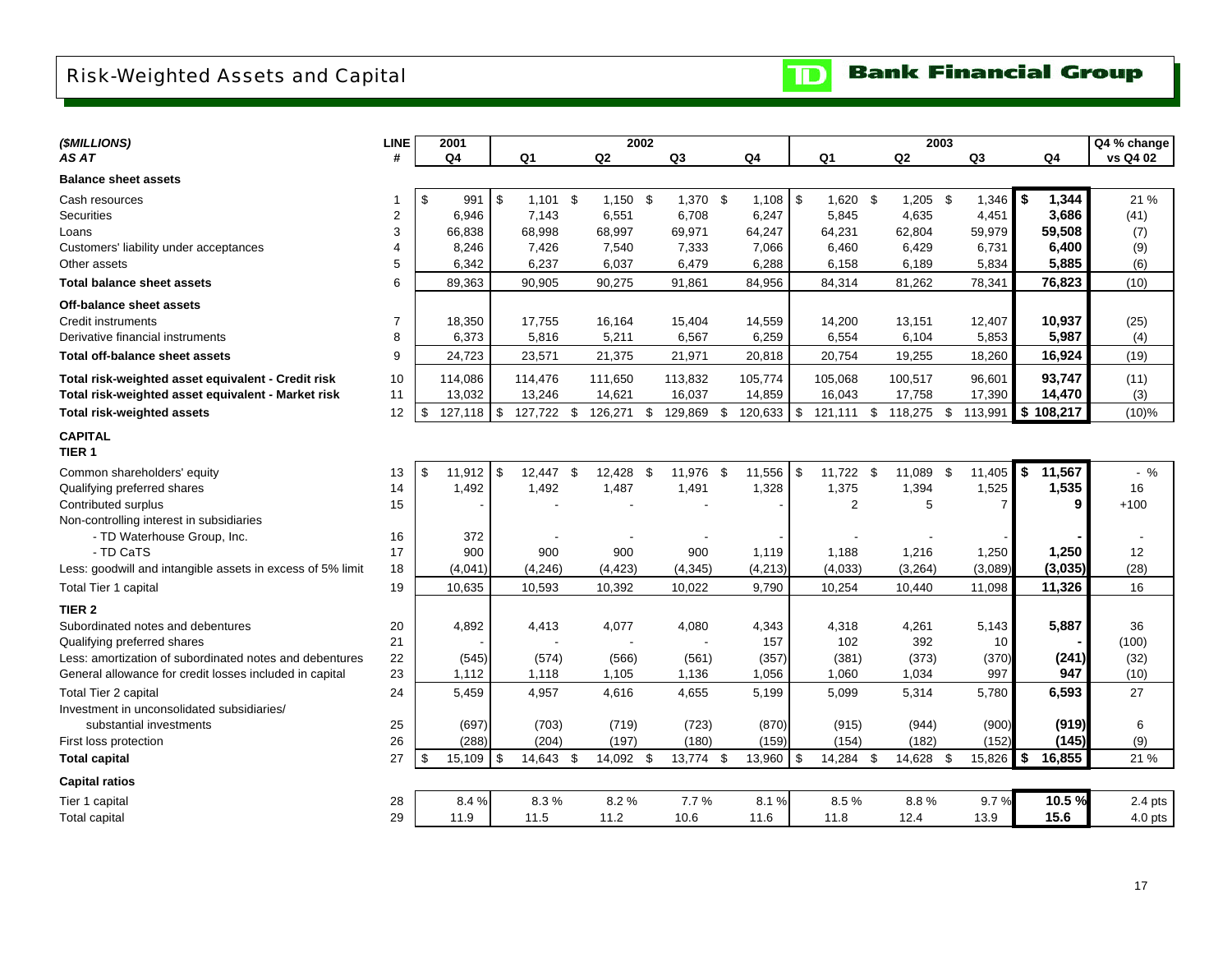# Risk-Weighted Assets and Capital

TD Bank Financial Group

| ($MILLIONS) AS AT | LINE # | 2001 Q4 | 2002 Q1 | 2002 Q2 | 2002 Q3 | 2002 Q4 | 2003 Q1 | 2003 Q2 | 2003 Q3 | 2003 Q4 | Q4 % change vs Q4 02 |
|---|---|---|---|---|---|---|---|---|---|---|---|
| **Balance sheet assets** | | | | | | | | | | | |
| Cash resources | 1 | $ 991 | $ 1,101 | $ 1,150 | $ 1,370 | $ 1,108 | $ 1,620 | $ 1,205 | $ 1,346 | **$ 1,344** | 21 % |
| Securities | 2 | 6,946 | 7,143 | 6,551 | 6,708 | 6,247 | 5,845 | 4,635 | 4,451 | **3,686** | (41) |
| Loans | 3 | 66,838 | 68,998 | 68,997 | 69,971 | 64,247 | 64,231 | 62,804 | 59,979 | **59,508** | (7) |
| Customers' liability under acceptances | 4 | 8,246 | 7,426 | 7,540 | 7,333 | 7,066 | 6,460 | 6,429 | 6,731 | **6,400** | (9) |
| Other assets | 5 | 6,342 | 6,237 | 6,037 | 6,479 | 6,288 | 6,158 | 6,189 | 5,834 | **5,885** | (6) |
| **Total balance sheet assets** | 6 | 89,363 | 90,905 | 90,275 | 91,861 | 84,956 | 84,314 | 81,262 | 78,341 | **76,823** | (10) |
| **Off-balance sheet assets** | | | | | | | | | | | |
| Credit instruments | 7 | 18,350 | 17,755 | 16,164 | 15,404 | 14,559 | 14,200 | 13,151 | 12,407 | **10,937** | (25) |
| Derivative financial instruments | 8 | 6,373 | 5,816 | 5,211 | 6,567 | 6,259 | 6,554 | 6,104 | 5,853 | **5,987** | (4) |
| **Total off-balance sheet assets** | 9 | 24,723 | 23,571 | 21,375 | 21,971 | 20,818 | 20,754 | 19,255 | 18,260 | **16,924** | (19) |
| **Total risk-weighted asset equivalent - Credit risk** | 10 | 114,086 | 114,476 | 111,650 | 113,832 | 105,774 | 105,068 | 100,517 | 96,601 | **93,747** | (11) |
| **Total risk-weighted asset equivalent - Market risk** | 11 | 13,032 | 13,246 | 14,621 | 16,037 | 14,859 | 16,043 | 17,758 | 17,390 | **14,470** | (3) |
| **Total risk-weighted assets** | 12 | $ 127,118 | $ 127,722 | $ 126,271 | $ 129,869 | $ 120,633 | $ 121,111 | $ 118,275 | $ 113,991 | **$ 108,217** | (10)% |
| **CAPITAL** | | | | | | | | | | | |
| **TIER 1** | | | | | | | | | | | |
| Common shareholders' equity | 13 | $ 11,912 | $ 12,447 | $ 12,428 | $ 11,976 | $ 11,556 | $ 11,722 | $ 11,089 | $ 11,405 | **$ 11,567** | - % |
| Qualifying preferred shares | 14 | 1,492 | 1,492 | 1,487 | 1,491 | 1,328 | 1,375 | 1,394 | 1,525 | **1,535** | 16 |
| Contributed surplus | 15 | - | - | - | - | - | 2 | 5 | 7 | **9** | +100 |
| Non-controlling interest in subsidiaries | | | | | | | | | | | |
| - TD Waterhouse Group, Inc. | 16 | 372 | - | - | - | - | - | - | - | **-** | - |
| - TD CaTS | 17 | 900 | 900 | 900 | 900 | 1,119 | 1,188 | 1,216 | 1,250 | **1,250** | 12 |
| Less: goodwill and intangible assets in excess of 5% limit | 18 | (4,041) | (4,246) | (4,423) | (4,345) | (4,213) | (4,033) | (3,264) | (3,089) | **(3,035)** | (28) |
| Total Tier 1 capital | 19 | 10,635 | 10,593 | 10,392 | 10,022 | 9,790 | 10,254 | 10,440 | 11,098 | **11,326** | 16 |
| **TIER 2** | | | | | | | | | | | |
| Subordinated notes and debentures | 20 | 4,892 | 4,413 | 4,077 | 4,080 | 4,343 | 4,318 | 4,261 | 5,143 | **5,887** | 36 |
| Qualifying preferred shares | 21 | - | - | - | - | 157 | 102 | 392 | 10 | **-** | (100) |
| Less: amortization of subordinated notes and debentures | 22 | (545) | (574) | (566) | (561) | (357) | (381) | (373) | (370) | **(241)** | (32) |
| General allowance for credit losses included in capital | 23 | 1,112 | 1,118 | 1,105 | 1,136 | 1,056 | 1,060 | 1,034 | 997 | **947** | (10) |
| Total Tier 2 capital | 24 | 5,459 | 4,957 | 4,616 | 4,655 | 5,199 | 5,099 | 5,314 | 5,780 | **6,593** | 27 |
| Investment in unconsolidated subsidiaries/ substantial investments | 25 | (697) | (703) | (719) | (723) | (870) | (915) | (944) | (900) | **(919)** | 6 |
| First loss protection | 26 | (288) | (204) | (197) | (180) | (159) | (154) | (182) | (152) | **(145)** | (9) |
| **Total capital** | 27 | $ 15,109 | $ 14,643 | $ 14,092 | $ 13,774 | $ 13,960 | $ 14,284 | $ 14,628 | $ 15,826 | **$ 16,855** | 21 % |
| **Capital ratios** | | | | | | | | | | | |
| Tier 1 capital | 28 | 8.4 % | 8.3 % | 8.2 % | 7.7 % | 8.1 % | 8.5 % | 8.8 % | 9.7 % | **10.5 %** | 2.4 pts |
| Total capital | 29 | 11.9 | 11.5 | 11.2 | 10.6 | 11.6 | 11.8 | 12.4 | 13.9 | **15.6** | 4.0 pts |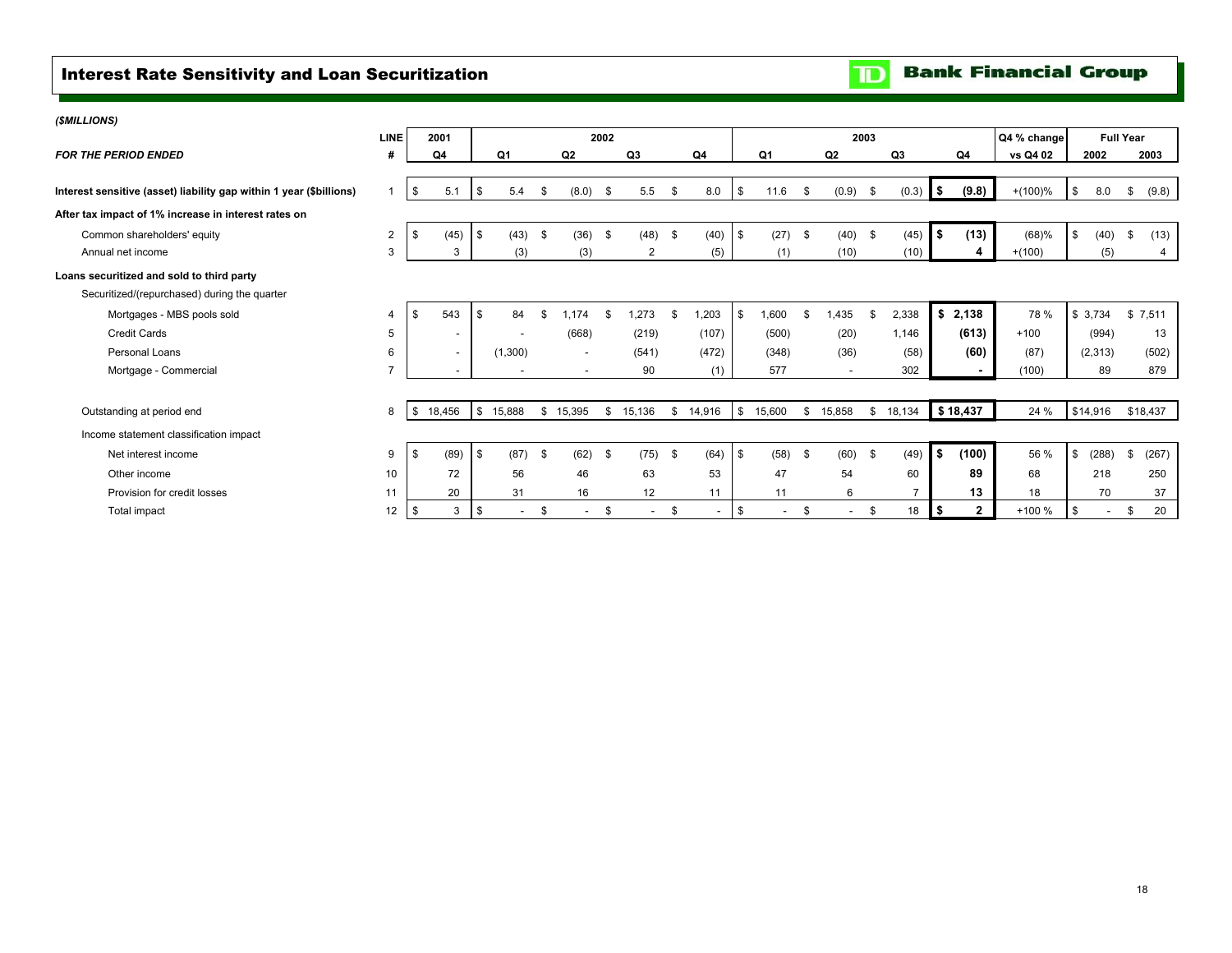## Interest Rate Sensitivity and Loan Securitization

**TD Bank Financial Group**

*($MILLIONS)*

| *FOR THE PERIOD ENDED* | LINE # | 2001 Q4 | 2002 Q1 | 2002 Q2 | 2002 Q3 | 2002 Q4 | 2003 Q1 | 2003 Q2 | 2003 Q3 | 2003 Q4 | Q4 % change vs Q4 02 | Full Year 2002 | Full Year 2003 |
|---|---|---|---|---|---|---|---|---|---|---|---|---|---|
| **Interest sensitive (asset) liability gap within 1 year ($billions)** | 1 | $ 5.1 | $ 5.4 | $ (8.0) | $ 5.5 | $ 8.0 | $ 11.6 | $ (0.9) | $ (0.3) | **$ (9.8)** | +(100)% | $ 8.0 | $ (9.8) |
| **After tax impact of 1% increase in interest rates on** | | | | | | | | | | | | | |
| Common shareholders' equity | 2 | $ (45) | $ (43) | $ (36) | $ (48) | $ (40) | $ (27) | $ (40) | $ (45) | **$ (13)** | (68)% | $ (40) | $ (13) |
| Annual net income | 3 | 3 | (3) | (3) | 2 | (5) | (1) | (10) | (10) | **4** | +(100) | (5) | 4 |
| **Loans securitized and sold to third party** | | | | | | | | | | | | | |
| Securitized/(repurchased) during the quarter | | | | | | | | | | | | | |
| Mortgages - MBS pools sold | 4 | $ 543 | $ 84 | $ 1,174 | $ 1,273 | $ 1,203 | $ 1,600 | $ 1,435 | $ 2,338 | **$ 2,138** | 78 % | $ 3,734 | $ 7,511 |
| Credit Cards | 5 | - | - | (668) | (219) | (107) | (500) | (20) | 1,146 | **(613)** | +100 | (994) | 13 |
| Personal Loans | 6 | - | (1,300) | - | (541) | (472) | (348) | (36) | (58) | **(60)** | (87) | (2,313) | (502) |
| Mortgage - Commercial | 7 | - | - | - | 90 | (1) | 577 | - | 302 | **-** | (100) | 89 | 879 |
| Outstanding at period end | 8 | $ 18,456 | $ 15,888 | $ 15,395 | $ 15,136 | $ 14,916 | $ 15,600 | $ 15,858 | $ 18,134 | **$ 18,437** | 24 % | $14,916 | $18,437 |
| Income statement classification impact | | | | | | | | | | | | | |
| Net interest income | 9 | $ (89) | $ (87) | $ (62) | $ (75) | $ (64) | $ (58) | $ (60) | $ (49) | **$ (100)** | 56 % | $ (288) | $ (267) |
| Other income | 10 | 72 | 56 | 46 | 63 | 53 | 47 | 54 | 60 | **89** | 68 | 218 | 250 |
| Provision for credit losses | 11 | 20 | 31 | 16 | 12 | 11 | 11 | 6 | 7 | **13** | 18 | 70 | 37 |
| Total impact | 12 | $ 3 | $ - | $ - | $ - | $ - | $ - | $ - | $ 18 | **$ 2** | +100 % | $ - | $ 20 |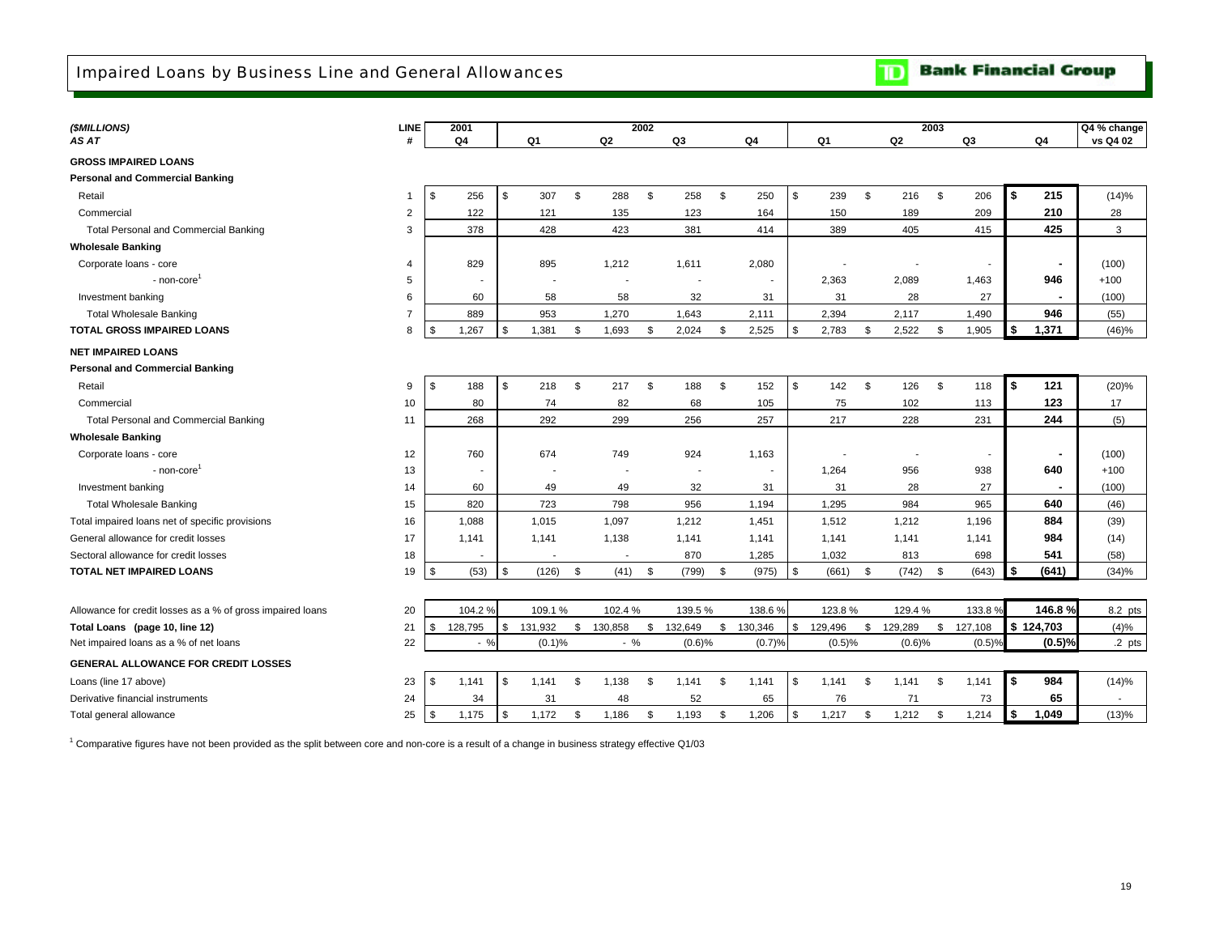# Impaired Loans by Business Line and General Allowances

**TD Bank Financial Group**

| *($MILLIONS)* *AS AT* | LINE # | 2001 Q4 | 2002 Q1 | 2002 Q2 | 2002 Q3 | 2002 Q4 | 2003 Q1 | 2003 Q2 | 2003 Q3 | 2003 Q4 | Q4 % change vs Q4 02 |
|---|---|---|---|---|---|---|---|---|---|---|---|
| **GROSS IMPAIRED LOANS** | | | | | | | | | | | |
| **Personal and Commercial Banking** | | | | | | | | | | | |
| Retail | 1 | $ 256 | $ 307 | $ 288 | $ 258 | $ 250 | $ 239 | $ 216 | $ 206 | **$ 215** | (14)% |
| Commercial | 2 | 122 | 121 | 135 | 123 | 164 | 150 | 189 | 209 | **210** | 28 |
| Total Personal and Commercial Banking | 3 | 378 | 428 | 423 | 381 | 414 | 389 | 405 | 415 | **425** | 3 |
| **Wholesale Banking** | | | | | | | | | | | |
| Corporate loans - core | 4 | 829 | 895 | 1,212 | 1,611 | 2,080 | - | - | - | **-** | (100) |
| - non-core[1] | 5 | - | - | - | - | - | 2,363 | 2,089 | 1,463 | **946** | +100 |
| Investment banking | 6 | 60 | 58 | 58 | 32 | 31 | 31 | 28 | 27 | **-** | (100) |
| Total Wholesale Banking | 7 | 889 | 953 | 1,270 | 1,643 | 2,111 | 2,394 | 2,117 | 1,490 | **946** | (55) |
| **TOTAL GROSS IMPAIRED LOANS** | 8 | $ 1,267 | $ 1,381 | $ 1,693 | $ 2,024 | $ 2,525 | $ 2,783 | $ 2,522 | $ 1,905 | **$ 1,371** | (46)% |
| **NET IMPAIRED LOANS** | | | | | | | | | | | |
| **Personal and Commercial Banking** | | | | | | | | | | | |
| Retail | 9 | $ 188 | $ 218 | $ 217 | $ 188 | $ 152 | $ 142 | $ 126 | $ 118 | **$ 121** | (20)% |
| Commercial | 10 | 80 | 74 | 82 | 68 | 105 | 75 | 102 | 113 | **123** | 17 |
| Total Personal and Commercial Banking | 11 | 268 | 292 | 299 | 256 | 257 | 217 | 228 | 231 | **244** | (5) |
| **Wholesale Banking** | | | | | | | | | | | |
| Corporate loans - core | 12 | 760 | 674 | 749 | 924 | 1,163 | - | - | - | **-** | (100) |
| - non-core[1] | 13 | - | - | - | - | - | 1,264 | 956 | 938 | **640** | +100 |
| Investment banking | 14 | 60 | 49 | 49 | 32 | 31 | 31 | 28 | 27 | **-** | (100) |
| Total Wholesale Banking | 15 | 820 | 723 | 798 | 956 | 1,194 | 1,295 | 984 | 965 | **640** | (46) |
| Total impaired loans net of specific provisions | 16 | 1,088 | 1,015 | 1,097 | 1,212 | 1,451 | 1,512 | 1,212 | 1,196 | **884** | (39) |
| General allowance for credit losses | 17 | 1,141 | 1,141 | 1,138 | 1,141 | 1,141 | 1,141 | 1,141 | 1,141 | **984** | (14) |
| Sectoral allowance for credit losses | 18 | - | - | - | 870 | 1,285 | 1,032 | 813 | 698 | **541** | (58) |
| **TOTAL NET IMPAIRED LOANS** | 19 | $ (53) | $ (126) | $ (41) | $ (799) | $ (975) | $ (661) | $ (742) | $ (643) | **$ (641)** | (34)% |
| Allowance for credit losses as a % of gross impaired loans | 20 | 104.2 % | 109.1 % | 102.4 % | 139.5 % | 138.6 % | 123.8 % | 129.4 % | 133.8 % | **146.8 %** | 8.2 pts |
| **Total Loans (page 10, line 12)** | 21 | $ 128,795 | $ 131,932 | $ 130,858 | $ 132,649 | $ 130,346 | $ 129,496 | $ 129,289 | $ 127,108 | **$ 124,703** | (4)% |
| Net impaired loans as a % of net loans | 22 | - % | (0.1)% | - % | (0.6)% | (0.7)% | (0.5)% | (0.6)% | (0.5)% | **(0.5)%** | .2 pts |
| **GENERAL ALLOWANCE FOR CREDIT LOSSES** | | | | | | | | | | | |
| Loans (line 17 above) | 23 | $ 1,141 | $ 1,141 | $ 1,138 | $ 1,141 | $ 1,141 | $ 1,141 | $ 1,141 | $ 1,141 | **$ 984** | (14)% |
| Derivative financial instruments | 24 | 34 | 31 | 48 | 52 | 65 | 76 | 71 | 73 | **65** | - |
| Total general allowance | 25 | $ 1,175 | $ 1,172 | $ 1,186 | $ 1,193 | $ 1,206 | $ 1,217 | $ 1,212 | $ 1,214 | **$ 1,049** | (13)% |

[1] Comparative figures have not been provided as the split between core and non-core is a result of a change in business strategy effective Q1/03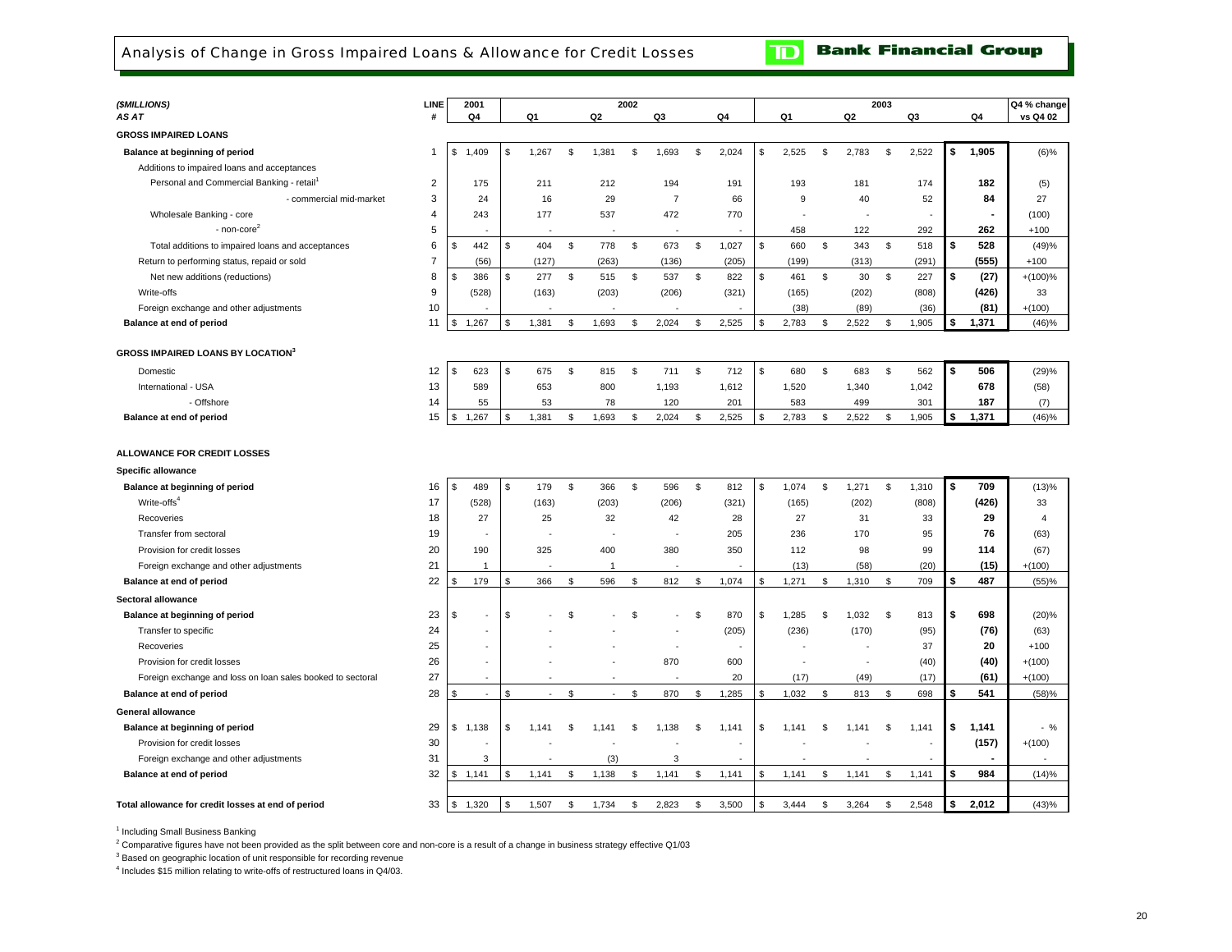# Analysis of Change in Gross Impaired Loans & Allowance for Credit Losses

**TD Bank Financial Group**

| ($MILLIONS) AS AT | LINE # | 2001 Q4 | 2002 Q1 | 2002 Q2 | 2002 Q3 | 2002 Q4 | 2003 Q1 | 2003 Q2 | 2003 Q3 | 2003 Q4 | Q4 % change vs Q4 02 |
|---|---|---|---|---|---|---|---|---|---|---|---|
| **GROSS IMPAIRED LOANS** | | | | | | | | | | | |
| **Balance at beginning of period** | 1 | $ 1,409 | $ 1,267 | $ 1,381 | $ 1,693 | $ 2,024 | $ 2,525 | $ 2,783 | $ 2,522 | **$ 1,905** | (6)% |
| Additions to impaired loans and acceptances | | | | | | | | | | | |
| Personal and Commercial Banking - retail[1] | 2 | 175 | 211 | 212 | 194 | 191 | 193 | 181 | 174 | **182** | (5) |
| - commercial mid-market | 3 | 24 | 16 | 29 | 7 | 66 | 9 | 40 | 52 | **84** | 27 |
| Wholesale Banking - core | 4 | 243 | 177 | 537 | 472 | 770 | - | - | - | **-** | (100) |
| - non-core[2] | 5 | - | - | - | - | - | 458 | 122 | 292 | **262** | +100 |
| Total additions to impaired loans and acceptances | 6 | $ 442 | $ 404 | $ 778 | $ 673 | $ 1,027 | $ 660 | $ 343 | $ 518 | **$ 528** | (49)% |
| Return to performing status, repaid or sold | 7 | (56) | (127) | (263) | (136) | (205) | (199) | (313) | (291) | **(555)** | +100 |
| Net new additions (reductions) | 8 | $ 386 | $ 277 | $ 515 | $ 537 | $ 822 | $ 461 | $ 30 | $ 227 | **$ (27)** | +(100)% |
| Write-offs | 9 | (528) | (163) | (203) | (206) | (321) | (165) | (202) | (808) | **(426)** | 33 |
| Foreign exchange and other adjustments | 10 | - | - | - | - | - | (38) | (89) | (36) | **(81)** | +(100) |
| **Balance at end of period** | 11 | $ 1,267 | $ 1,381 | $ 1,693 | $ 2,024 | $ 2,525 | $ 2,783 | $ 2,522 | $ 1,905 | **$ 1,371** | (46)% |
| **GROSS IMPAIRED LOANS BY LOCATION[3]** | | | | | | | | | | | |
| Domestic | 12 | $ 623 | $ 675 | $ 815 | $ 711 | $ 712 | $ 680 | $ 683 | $ 562 | **$ 506** | (29)% |
| International - USA | 13 | 589 | 653 | 800 | 1,193 | 1,612 | 1,520 | 1,340 | 1,042 | **678** | (58) |
| - Offshore | 14 | 55 | 53 | 78 | 120 | 201 | 583 | 499 | 301 | **187** | (7) |
| **Balance at end of period** | 15 | $ 1,267 | $ 1,381 | $ 1,693 | $ 2,024 | $ 2,525 | $ 2,783 | $ 2,522 | $ 1,905 | **$ 1,371** | (46)% |
| **ALLOWANCE FOR CREDIT LOSSES** | | | | | | | | | | | |
| **Specific allowance** | | | | | | | | | | | |
| **Balance at beginning of period** | 16 | $ 489 | $ 179 | $ 366 | $ 596 | $ 812 | $ 1,074 | $ 1,271 | $ 1,310 | **$ 709** | (13)% |
| Write-offs[4] | 17 | (528) | (163) | (203) | (206) | (321) | (165) | (202) | (808) | **(426)** | 33 |
| Recoveries | 18 | 27 | 25 | 32 | 42 | 28 | 27 | 31 | 33 | **29** | 4 |
| Transfer from sectoral | 19 | - | - | - | - | 205 | 236 | 170 | 95 | **76** | (63) |
| Provision for credit losses | 20 | 190 | 325 | 400 | 380 | 350 | 112 | 98 | 99 | **114** | (67) |
| Foreign exchange and other adjustments | 21 | 1 | - | 1 | - | - | (13) | (58) | (20) | **(15)** | +(100) |
| **Balance at end of period** | 22 | $ 179 | $ 366 | $ 596 | $ 812 | $ 1,074 | $ 1,271 | $ 1,310 | $ 709 | **$ 487** | (55)% |
| **Sectoral allowance** | | | | | | | | | | | |
| **Balance at beginning of period** | 23 | $ - | $ - | $ - | $ - | $ 870 | $ 1,285 | $ 1,032 | $ 813 | **$ 698** | (20)% |
| Transfer to specific | 24 | - | - | - | - | (205) | (236) | (170) | (95) | **(76)** | (63) |
| Recoveries | 25 | - | - | - | - | - | - | - | 37 | **20** | +100 |
| Provision for credit losses | 26 | - | - | - | 870 | 600 | - | - | (40) | **(40)** | +(100) |
| Foreign exchange and loss on loan sales booked to sectoral | 27 | - | - | - | - | 20 | (17) | (49) | (17) | **(61)** | +(100) |
| **Balance at end of period** | 28 | $ - | $ - | $ - | $ 870 | $ 1,285 | $ 1,032 | $ 813 | $ 698 | **$ 541** | (58)% |
| **General allowance** | | | | | | | | | | | |
| **Balance at beginning of period** | 29 | $ 1,138 | $ 1,141 | $ 1,141 | $ 1,138 | $ 1,141 | $ 1,141 | $ 1,141 | $ 1,141 | **$ 1,141** | - % |
| Provision for credit losses | 30 | - | - | - | - | - | - | - | - | **(157)** | +(100) |
| Foreign exchange and other adjustments | 31 | 3 | - | (3) | 3 | - | - | - | - | **-** | - |
| **Balance at end of period** | 32 | $ 1,141 | $ 1,141 | $ 1,138 | $ 1,141 | $ 1,141 | $ 1,141 | $ 1,141 | $ 1,141 | **$ 984** | (14)% |
| **Total allowance for credit losses at end of period** | 33 | $ 1,320 | $ 1,507 | $ 1,734 | $ 2,823 | $ 3,500 | $ 3,444 | $ 3,264 | $ 2,548 | **$ 2,012** | (43)% |

[1] Including Small Business Banking

[2] Comparative figures have not been provided as the split between core and non-core is a result of a change in business strategy effective Q1/03

[3] Based on geographic location of unit responsible for recording revenue

[4] Includes $15 million relating to write-offs of restructured loans in Q4/03.